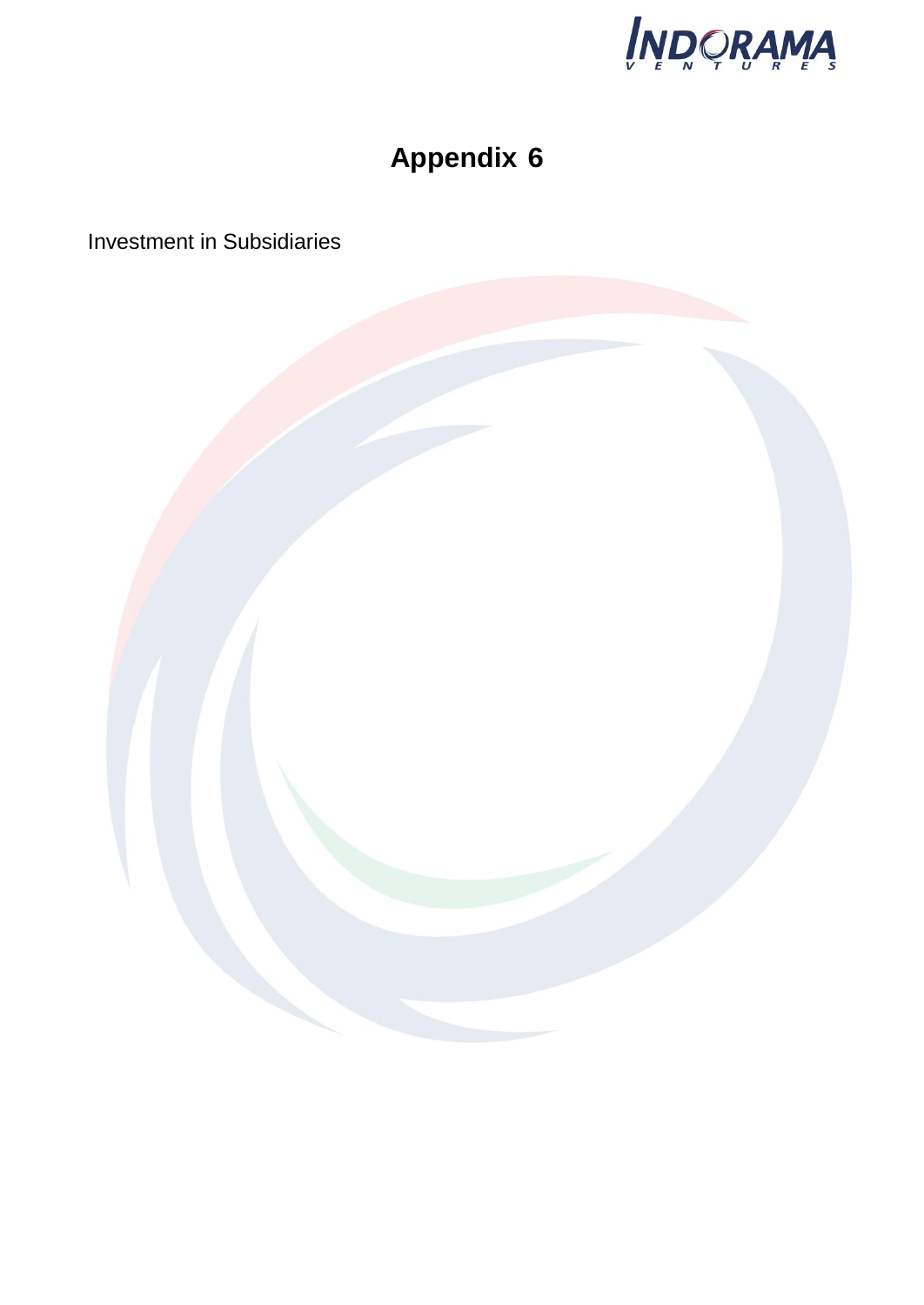# Appendix 6

Investment in Subsidiaries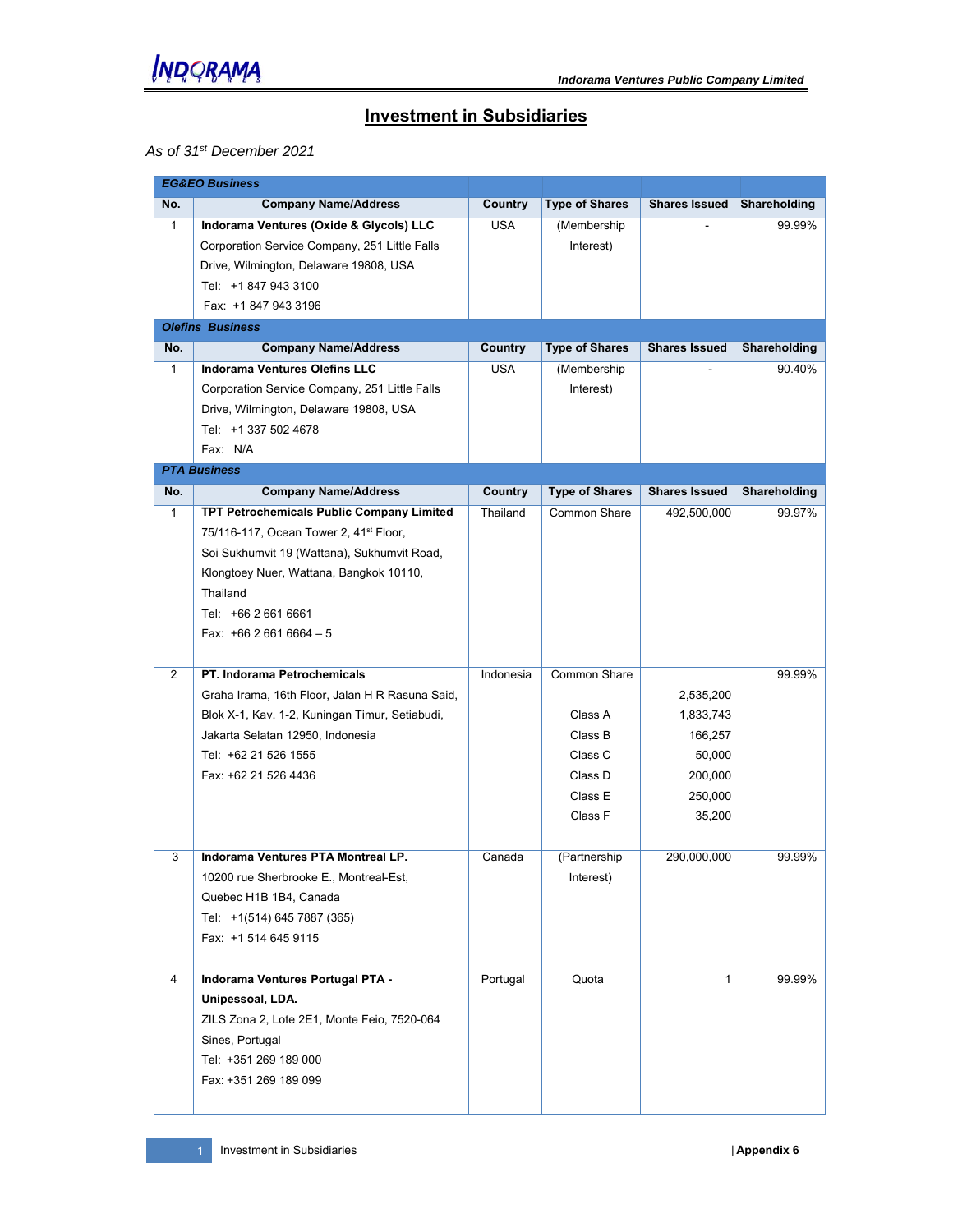# Investment in Subsidiaries

*As of 31st December 2021*

| *EG&EO Business* | | | | | |
|---|---|---|---|---|---|
| **No.** | **Company Name/Address** | **Country** | **Type of Shares** | **Shares Issued** | **Shareholding** |
| 1 | **Indorama Ventures (Oxide & Glycols) LLC**<br>Corporation Service Company, 251 Little Falls Drive, Wilmington, Delaware 19808, USA<br>Tel: +1 847 943 3100<br>Fax: +1 847 943 3196 | USA | (Membership Interest) | - | 99.99% |
| *Olefins Business* | | | | | |
| **No.** | **Company Name/Address** | **Country** | **Type of Shares** | **Shares Issued** | **Shareholding** |
| 1 | **Indorama Ventures Olefins LLC**<br>Corporation Service Company, 251 Little Falls Drive, Wilmington, Delaware 19808, USA<br>Tel: +1 337 502 4678<br>Fax: N/A | USA | (Membership Interest) | - | 90.40% |
| *PTA Business* | | | | | |
| **No.** | **Company Name/Address** | **Country** | **Type of Shares** | **Shares Issued** | **Shareholding** |
| 1 | **TPT Petrochemicals Public Company Limited**<br>75/116-117, Ocean Tower 2, 41st Floor, Soi Sukhumvit 19 (Wattana), Sukhumvit Road, Klongtoey Nuer, Wattana, Bangkok 10110, Thailand<br>Tel: +66 2 661 6661<br>Fax: +66 2 661 6664 – 5 | Thailand | Common Share | 492,500,000 | 99.97% |
| 2 | **PT. Indorama Petrochemicals**<br>Graha Irama, 16th Floor, Jalan H R Rasuna Said, Blok X-1, Kav. 1-2, Kuningan Timur, Setiabudi, Jakarta Selatan 12950, Indonesia<br>Tel: +62 21 526 1555<br>Fax: +62 21 526 4436 | Indonesia | Common Share<br><br>Class A<br>Class B<br>Class C<br>Class D<br>Class E<br>Class F | <br>2,535,200<br>1,833,743<br>166,257<br>50,000<br>200,000<br>250,000<br>35,200 | 99.99% |
| 3 | **Indorama Ventures PTA Montreal LP.**<br>10200 rue Sherbrooke E., Montreal-Est, Quebec H1B 1B4, Canada<br>Tel: +1(514) 645 7887 (365)<br>Fax: +1 514 645 9115 | Canada | (Partnership Interest) | 290,000,000 | 99.99% |
| 4 | **Indorama Ventures Portugal PTA - Unipessoal, LDA.**<br>ZILS Zona 2, Lote 2E1, Monte Feio, 7520-064 Sines, Portugal<br>Tel: +351 269 189 000<br>Fax: +351 269 189 099 | Portugal | Quota | 1 | 99.99% |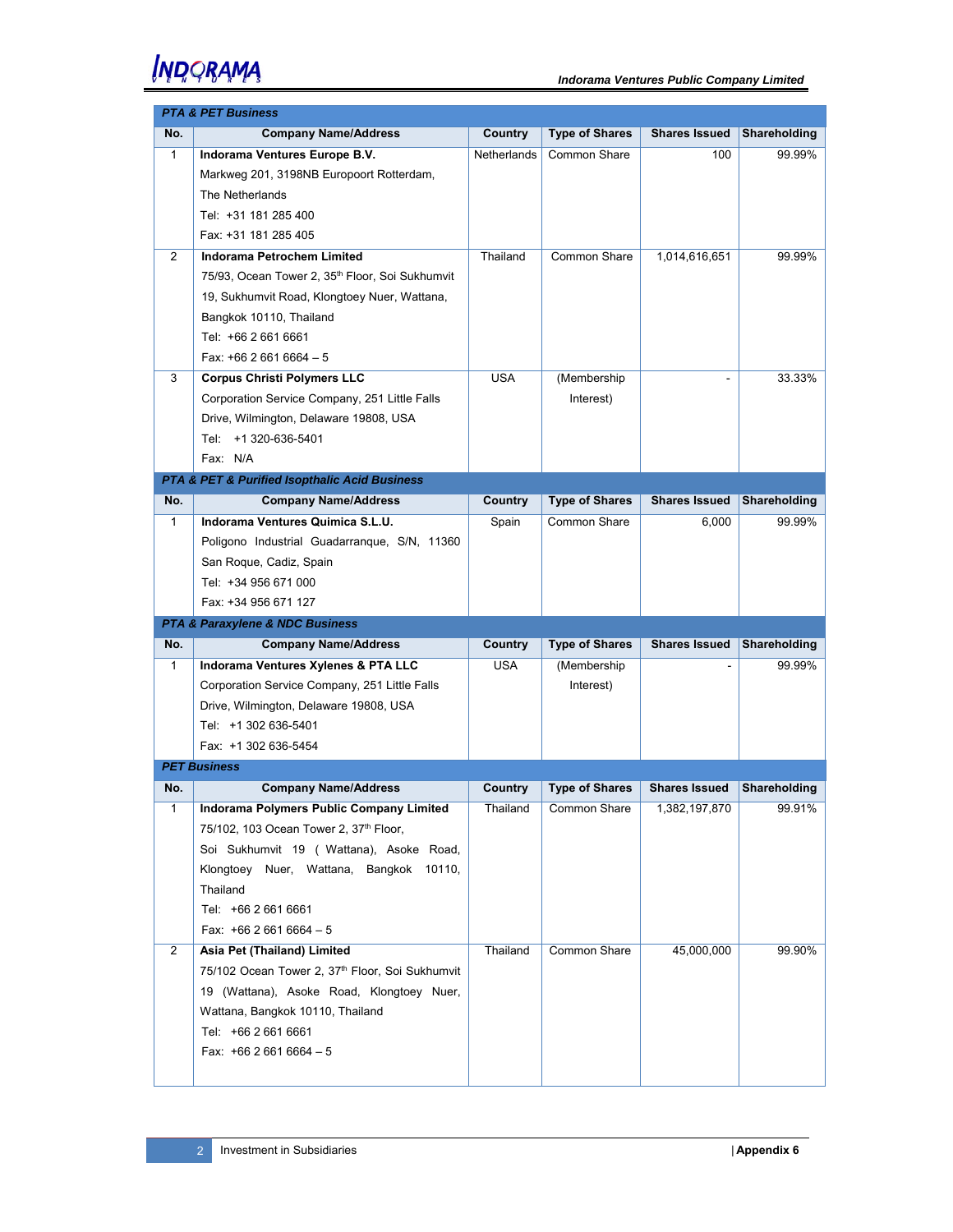| No. | Company Name/Address | Country | Type of Shares | Shares Issued | Shareholding |
|---|---|---|---|---|---|
| ***PTA & PET Business*** | | | | | |
| 1 | **Indorama Ventures Europe B.V.**<br>Markweg 201, 3198NB Europoort Rotterdam, The Netherlands<br>Tel: +31 181 285 400<br>Fax: +31 181 285 405 | Netherlands | Common Share | 100 | 99.99% |
| 2 | **Indorama Petrochem Limited**<br>75/93, Ocean Tower 2, 35th Floor, Soi Sukhumvit 19, Sukhumvit Road, Klongtoey Nuer, Wattana, Bangkok 10110, Thailand<br>Tel: +66 2 661 6661<br>Fax: +66 2 661 6664 – 5 | Thailand | Common Share | 1,014,616,651 | 99.99% |
| 3 | **Corpus Christi Polymers LLC**<br>Corporation Service Company, 251 Little Falls Drive, Wilmington, Delaware 19808, USA<br>Tel: +1 320-636-5401<br>Fax: N/A | USA | (Membership Interest) | - | 33.33% |
| ***PTA & PET & Purified Isopthalic Acid Business*** | | | | | |
| 1 | **Indorama Ventures Quimica S.L.U.**<br>Poligono Industrial Guadarranque, S/N, 11360 San Roque, Cadiz, Spain<br>Tel: +34 956 671 000<br>Fax: +34 956 671 127 | Spain | Common Share | 6,000 | 99.99% |
| ***PTA & Paraxylene & NDC Business*** | | | | | |
| 1 | **Indorama Ventures Xylenes & PTA LLC**<br>Corporation Service Company, 251 Little Falls Drive, Wilmington, Delaware 19808, USA<br>Tel: +1 302 636-5401<br>Fax: +1 302 636-5454 | USA | (Membership Interest) | - | 99.99% |
| ***PET Business*** | | | | | |
| 1 | **Indorama Polymers Public Company Limited**<br>75/102, 103 Ocean Tower 2, 37th Floor, Soi Sukhumvit 19 ( Wattana), Asoke Road, Klongtoey Nuer, Wattana, Bangkok 10110, Thailand<br>Tel: +66 2 661 6661<br>Fax: +66 2 661 6664 – 5 | Thailand | Common Share | 1,382,197,870 | 99.91% |
| 2 | **Asia Pet (Thailand) Limited**<br>75/102 Ocean Tower 2, 37th Floor, Soi Sukhumvit 19 (Wattana), Asoke Road, Klongtoey Nuer, Wattana, Bangkok 10110, Thailand<br>Tel: +66 2 661 6661<br>Fax: +66 2 661 6664 – 5 | Thailand | Common Share | 45,000,000 | 99.90% |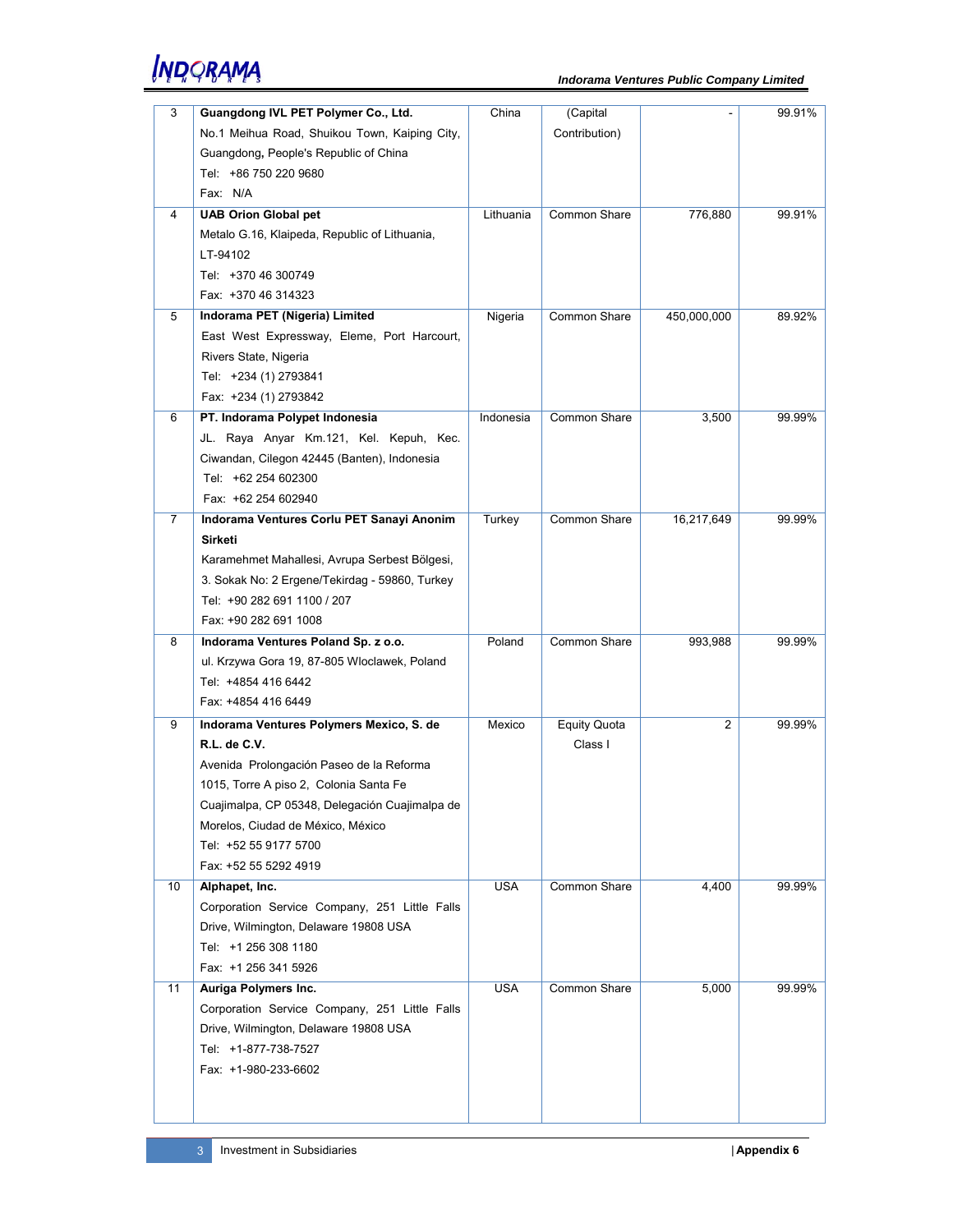| | | | | | |
|---|---|---|---|---|---|
| 3 | **Guangdong IVL PET Polymer Co., Ltd.**<br>No.1 Meihua Road, Shuikou Town, Kaiping City, Guangdong, People's Republic of China<br>Tel: +86 750 220 9680<br>Fax: N/A | China | (Capital Contribution) | - | 99.91% |
| 4 | **UAB Orion Global pet**<br>Metalo G.16, Klaipeda, Republic of Lithuania, LT-94102<br>Tel: +370 46 300749<br>Fax: +370 46 314323 | Lithuania | Common Share | 776,880 | 99.91% |
| 5 | **Indorama PET (Nigeria) Limited**<br>East West Expressway, Eleme, Port Harcourt, Rivers State, Nigeria<br>Tel: +234 (1) 2793841<br>Fax: +234 (1) 2793842 | Nigeria | Common Share | 450,000,000 | 89.92% |
| 6 | **PT. Indorama Polypet Indonesia**<br>JL. Raya Anyar Km.121, Kel. Kepuh, Kec. Ciwandan, Cilegon 42445 (Banten), Indonesia<br>Tel: +62 254 602300<br>Fax: +62 254 602940 | Indonesia | Common Share | 3,500 | 99.99% |
| 7 | **Indorama Ventures Corlu PET Sanayi Anonim Sirketi**<br>Karamehmet Mahallesi, Avrupa Serbest Bölgesi, 3. Sokak No: 2 Ergene/Tekirdag - 59860, Turkey<br>Tel: +90 282 691 1100 / 207<br>Fax: +90 282 691 1008 | Turkey | Common Share | 16,217,649 | 99.99% |
| 8 | **Indorama Ventures Poland Sp. z o.o.**<br>ul. Krzywa Gora 19, 87-805 Wloclawek, Poland<br>Tel: +4854 416 6442<br>Fax: +4854 416 6449 | Poland | Common Share | 993,988 | 99.99% |
| 9 | **Indorama Ventures Polymers Mexico, S. de R.L. de C.V.**<br>Avenida Prolongación Paseo de la Reforma 1015, Torre A piso 2, Colonia Santa Fe Cuajimalpa, CP 05348, Delegación Cuajimalpa de Morelos, Ciudad de México, México<br>Tel: +52 55 9177 5700<br>Fax: +52 55 5292 4919 | Mexico | Equity Quota Class I | 2 | 99.99% |
| 10 | **Alphapet, Inc.**<br>Corporation Service Company, 251 Little Falls Drive, Wilmington, Delaware 19808 USA<br>Tel: +1 256 308 1180<br>Fax: +1 256 341 5926 | USA | Common Share | 4,400 | 99.99% |
| 11 | **Auriga Polymers Inc.**<br>Corporation Service Company, 251 Little Falls Drive, Wilmington, Delaware 19808 USA<br>Tel: +1-877-738-7527<br>Fax: +1-980-233-6602 | USA | Common Share | 5,000 | 99.99% |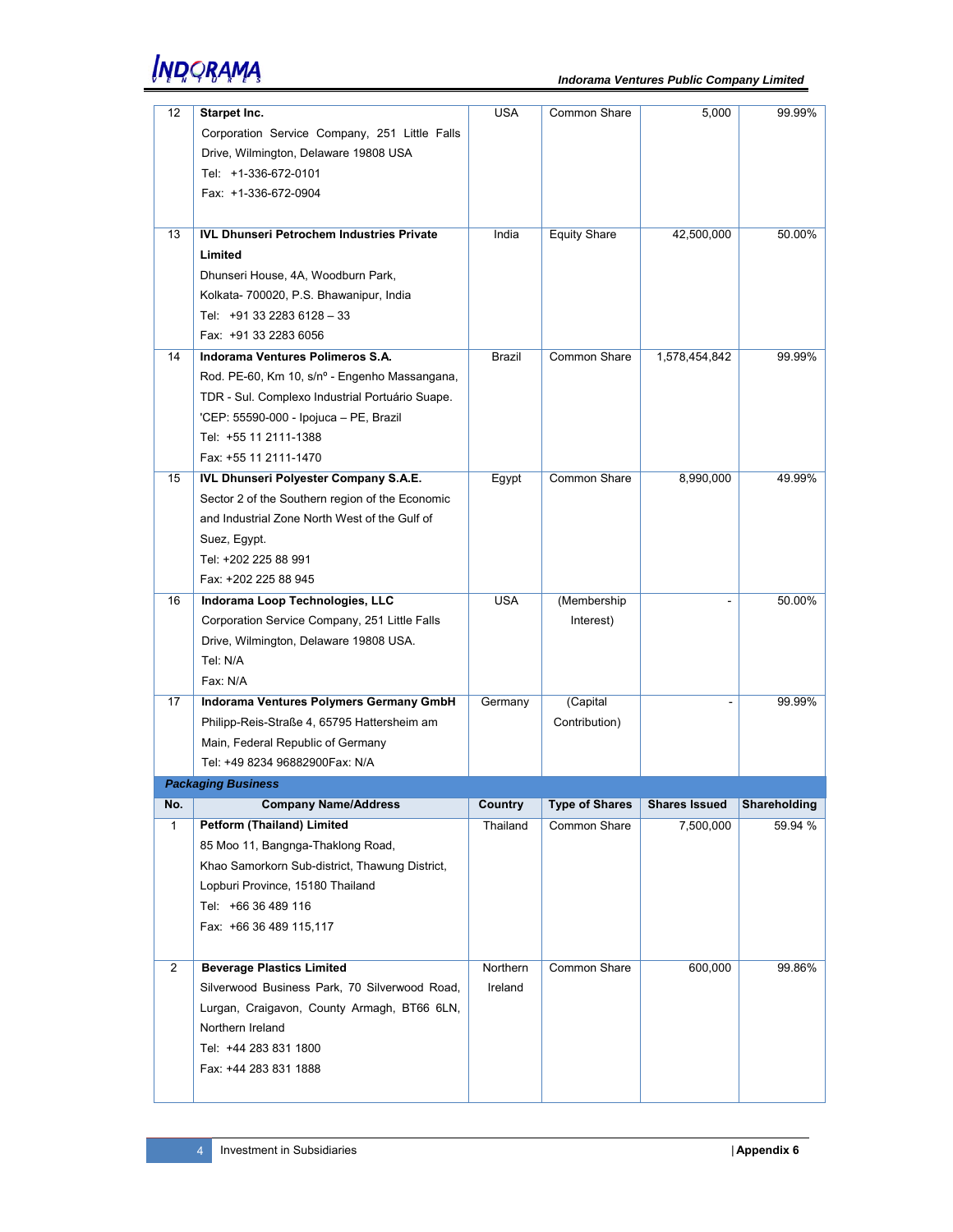| 12 | **Starpet Inc.**<br>Corporation Service Company, 251 Little Falls Drive, Wilmington, Delaware 19808 USA<br>Tel: +1-336-672-0101<br>Fax: +1-336-672-0904 | USA | Common Share | 5,000 | 99.99% |
|---|---|---|---|---|---|
| 13 | **IVL Dhunseri Petrochem Industries Private Limited**<br>Dhunseri House, 4A, Woodburn Park,<br>Kolkata- 700020, P.S. Bhawanipur, India<br>Tel: +91 33 2283 6128 – 33<br>Fax: +91 33 2283 6056 | India | Equity Share | 42,500,000 | 50.00% |
| 14 | **Indorama Ventures Polimeros S.A.**<br>Rod. PE-60, Km 10, s/nº - Engenho Massangana, TDR - Sul. Complexo Industrial Portuário Suape. 'CEP: 55590-000 - Ipojuca – PE, Brazil<br>Tel: +55 11 2111-1388<br>Fax: +55 11 2111-1470 | Brazil | Common Share | 1,578,454,842 | 99.99% |
| 15 | **IVL Dhunseri Polyester Company S.A.E.**<br>Sector 2 of the Southern region of the Economic and Industrial Zone North West of the Gulf of Suez, Egypt.<br>Tel: +202 225 88 991<br>Fax: +202 225 88 945 | Egypt | Common Share | 8,990,000 | 49.99% |
| 16 | **Indorama Loop Technologies, LLC**<br>Corporation Service Company, 251 Little Falls Drive, Wilmington, Delaware 19808 USA.<br>Tel: N/A<br>Fax: N/A | USA | (Membership Interest) | - | 50.00% |
| 17 | **Indorama Ventures Polymers Germany GmbH**<br>Philipp-Reis-Straße 4, 65795 Hattersheim am Main, Federal Republic of Germany<br>Tel: +49 8234 96882900Fax: N/A | Germany | (Capital Contribution) | - | 99.99% |

***Packaging Business***

| No. | Company Name/Address | Country | Type of Shares | Shares Issued | Shareholding |
|---|---|---|---|---|---|
| 1 | **Petform (Thailand) Limited**<br>85 Moo 11, Bangnga-Thaklong Road, Khao Samorkorn Sub-district, Thawung District, Lopburi Province, 15180 Thailand<br>Tel: +66 36 489 116<br>Fax: +66 36 489 115,117 | Thailand | Common Share | 7,500,000 | 59.94 % |
| 2 | **Beverage Plastics Limited**<br>Silverwood Business Park, 70 Silverwood Road, Lurgan, Craigavon, County Armagh, BT66 6LN, Northern Ireland<br>Tel: +44 283 831 1800<br>Fax: +44 283 831 1888 | Northern Ireland | Common Share | 600,000 | 99.86% |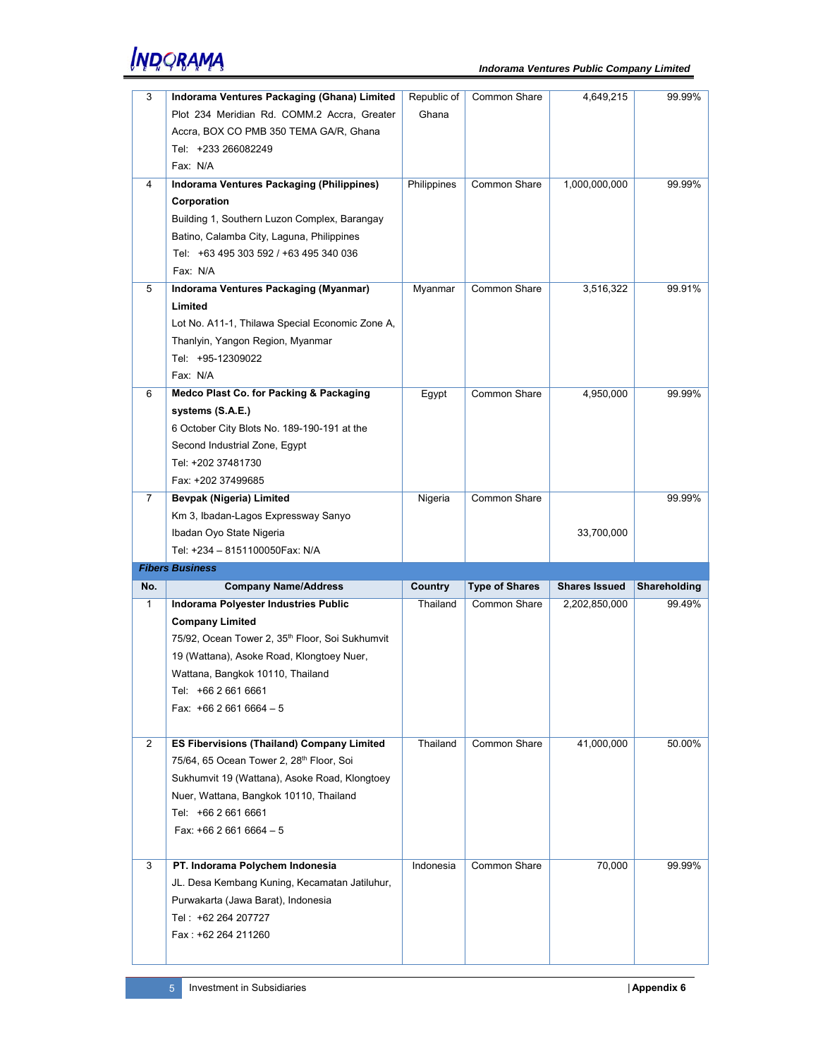| No. | Company Name/Address | Country | Type of Shares | Shares Issued | Shareholding |
|---|---|---|---|---|---|
| 3 | **Indorama Ventures Packaging (Ghana) Limited** Plot 234 Meridian Rd. COMM.2 Accra, Greater Accra, BOX CO PMB 350 TEMA GA/R, Ghana Tel: +233 266082249 Fax: N/A | Republic of Ghana | Common Share | 4,649,215 | 99.99% |
| 4 | **Indorama Ventures Packaging (Philippines) Corporation** Building 1, Southern Luzon Complex, Barangay Batino, Calamba City, Laguna, Philippines Tel: +63 495 303 592 / +63 495 340 036 Fax: N/A | Philippines | Common Share | 1,000,000,000 | 99.99% |
| 5 | **Indorama Ventures Packaging (Myanmar) Limited** Lot No. A11-1, Thilawa Special Economic Zone A, Thanlyin, Yangon Region, Myanmar Tel: +95-12309022 Fax: N/A | Myanmar | Common Share | 3,516,322 | 99.91% |
| 6 | **Medco Plast Co. for Packing & Packaging systems (S.A.E.)** 6 October City Blots No. 189-190-191 at the Second Industrial Zone, Egypt Tel: +202 37481730 Fax: +202 37499685 | Egypt | Common Share | 4,950,000 | 99.99% |
| 7 | **Bevpak (Nigeria) Limited** Km 3, Ibadan-Lagos Expressway Sanyo Ibadan Oyo State Nigeria Tel: +234 – 8151100050Fax: N/A | Nigeria | Common Share | 33,700,000 | 99.99% |

***Fibers Business***

| No. | Company Name/Address | Country | Type of Shares | Shares Issued | Shareholding |
|---|---|---|---|---|---|
| 1 | **Indorama Polyester Industries Public Company Limited** 75/92, Ocean Tower 2, 35th Floor, Soi Sukhumvit 19 (Wattana), Asoke Road, Klongtoey Nuer, Wattana, Bangkok 10110, Thailand Tel: +66 2 661 6661 Fax: +66 2 661 6664 – 5 | Thailand | Common Share | 2,202,850,000 | 99.49% |
| 2 | **ES Fibervisions (Thailand) Company Limited** 75/64, 65 Ocean Tower 2, 28th Floor, Soi Sukhumvit 19 (Wattana), Asoke Road, Klongtoey Nuer, Wattana, Bangkok 10110, Thailand Tel: +66 2 661 6661 Fax: +66 2 661 6664 – 5 | Thailand | Common Share | 41,000,000 | 50.00% |
| 3 | **PT. Indorama Polychem Indonesia** JL. Desa Kembang Kuning, Kecamatan Jatiluhur, Purwakarta (Jawa Barat), Indonesia Tel : +62 264 207727 Fax : +62 264 211260 | Indonesia | Common Share | 70,000 | 99.99% |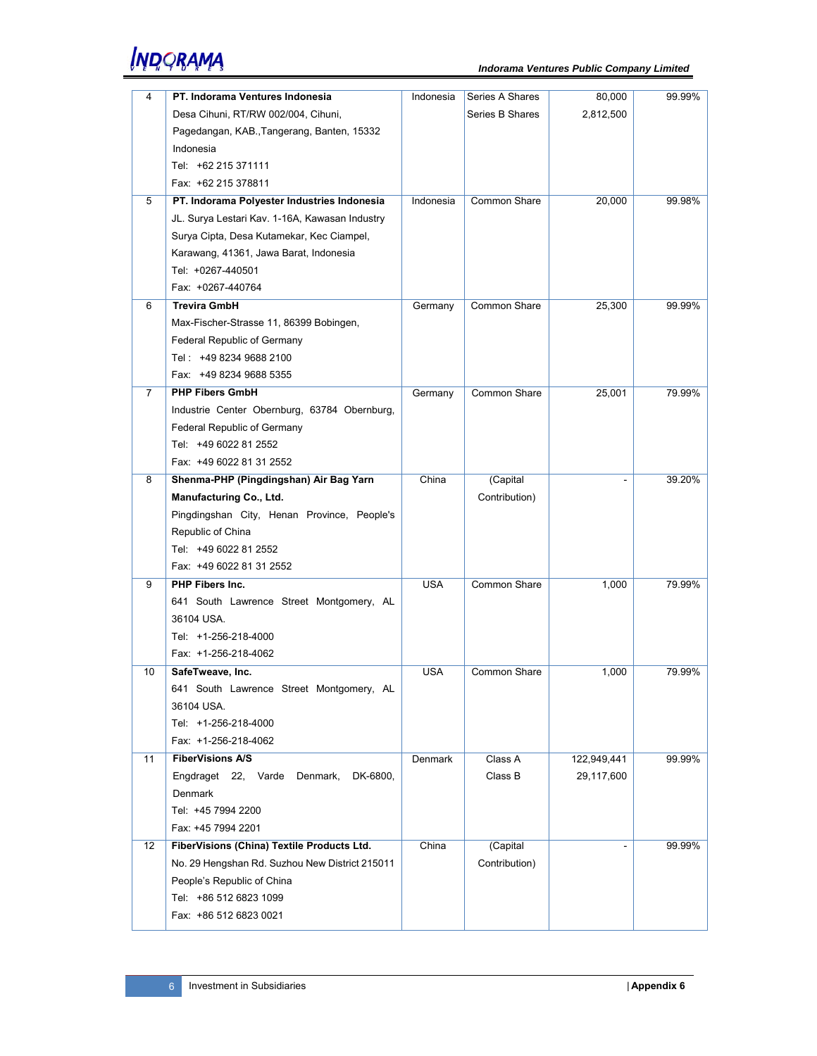| 4 | **PT. Indorama Ventures Indonesia**<br>Desa Cihuni, RT/RW 002/004, Cihuni, Pagedangan, KAB.,Tangerang, Banten, 15332 Indonesia<br>Tel: +62 215 371111<br>Fax: +62 215 378811 | Indonesia | Series A Shares<br>Series B Shares | 80,000<br>2,812,500 | 99.99% |
|---|---|---|---|---|---|
| 5 | **PT. Indorama Polyester Industries Indonesia**<br>JL. Surya Lestari Kav. 1-16A, Kawasan Industry Surya Cipta, Desa Kutamekar, Kec Ciampel, Karawang, 41361, Jawa Barat, Indonesia<br>Tel: +0267-440501<br>Fax: +0267-440764 | Indonesia | Common Share | 20,000 | 99.98% |
| 6 | **Trevira GmbH**<br>Max-Fischer-Strasse 11, 86399 Bobingen, Federal Republic of Germany<br>Tel : +49 8234 9688 2100<br>Fax: +49 8234 9688 5355 | Germany | Common Share | 25,300 | 99.99% |
| 7 | **PHP Fibers GmbH**<br>Industrie Center Obernburg, 63784 Obernburg, Federal Republic of Germany<br>Tel: +49 6022 81 2552<br>Fax: +49 6022 81 31 2552 | Germany | Common Share | 25,001 | 79.99% |
| 8 | **Shenma-PHP (Pingdingshan) Air Bag Yarn Manufacturing Co., Ltd.**<br>Pingdingshan City, Henan Province, People's Republic of China<br>Tel: +49 6022 81 2552<br>Fax: +49 6022 81 31 2552 | China | (Capital Contribution) | - | 39.20% |
| 9 | **PHP Fibers Inc.**<br>641 South Lawrence Street Montgomery, AL 36104 USA.<br>Tel: +1-256-218-4000<br>Fax: +1-256-218-4062 | USA | Common Share | 1,000 | 79.99% |
| 10 | **SafeTweave, Inc.**<br>641 South Lawrence Street Montgomery, AL 36104 USA.<br>Tel: +1-256-218-4000<br>Fax: +1-256-218-4062 | USA | Common Share | 1,000 | 79.99% |
| 11 | **FiberVisions A/S**<br>Engdraget 22, Varde Denmark, DK-6800, Denmark<br>Tel: +45 7994 2200<br>Fax: +45 7994 2201 | Denmark | Class A<br>Class B | 122,949,441<br>29,117,600 | 99.99% |
| 12 | **FiberVisions (China) Textile Products Ltd.**<br>No. 29 Hengshan Rd. Suzhou New District 215011 People's Republic of China<br>Tel: +86 512 6823 1099<br>Fax: +86 512 6823 0021 | China | (Capital Contribution) | - | 99.99% |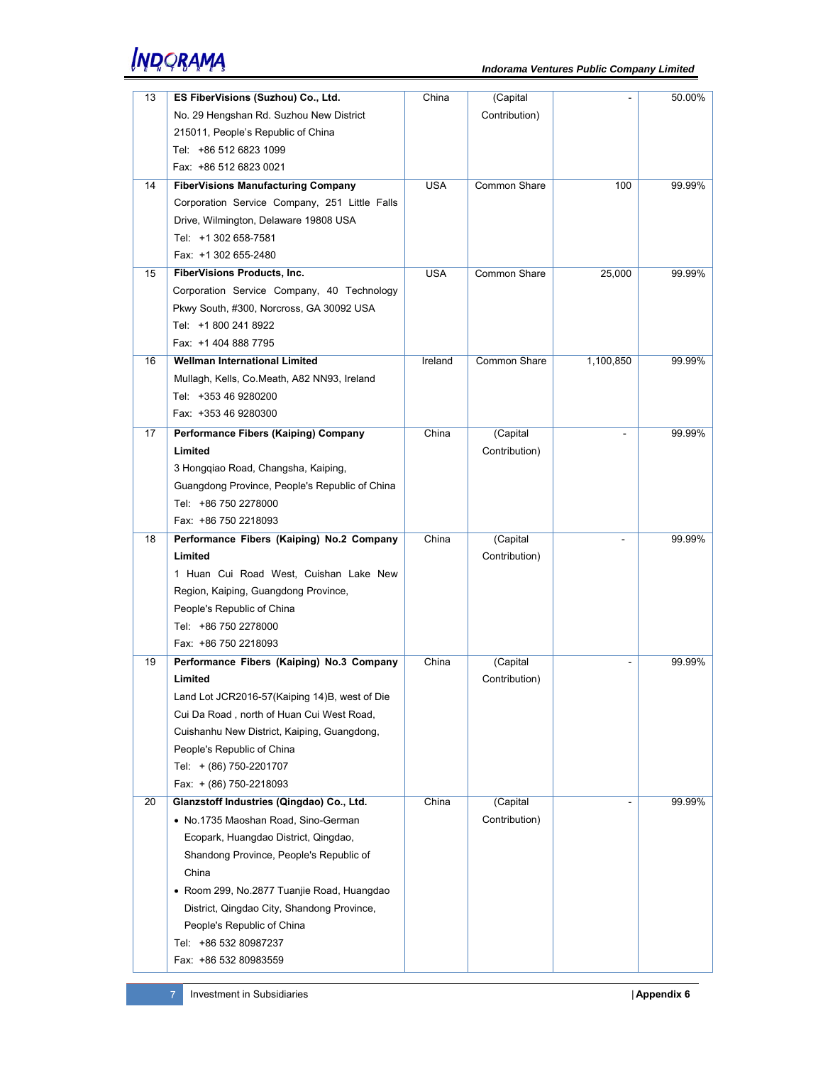| | | | | | |
|---|---|---|---|---|---|
| 13 | **ES FiberVisions (Suzhou) Co., Ltd.**<br>No. 29 Hengshan Rd. Suzhou New District 215011, People's Republic of China<br>Tel: +86 512 6823 1099<br>Fax: +86 512 6823 0021 | China | (Capital Contribution) | - | 50.00% |
| 14 | **FiberVisions Manufacturing Company**<br>Corporation Service Company, 251 Little Falls Drive, Wilmington, Delaware 19808 USA<br>Tel: +1 302 658-7581<br>Fax: +1 302 655-2480 | USA | Common Share | 100 | 99.99% |
| 15 | **FiberVisions Products, Inc.**<br>Corporation Service Company, 40 Technology Pkwy South, #300, Norcross, GA 30092 USA<br>Tel: +1 800 241 8922<br>Fax: +1 404 888 7795 | USA | Common Share | 25,000 | 99.99% |
| 16 | **Wellman International Limited**<br>Mullagh, Kells, Co.Meath, A82 NN93, Ireland<br>Tel: +353 46 9280200<br>Fax: +353 46 9280300 | Ireland | Common Share | 1,100,850 | 99.99% |
| 17 | **Performance Fibers (Kaiping) Company Limited**<br>3 Hongqiao Road, Changsha, Kaiping, Guangdong Province, People's Republic of China<br>Tel: +86 750 2278000<br>Fax: +86 750 2218093 | China | (Capital Contribution) | - | 99.99% |
| 18 | **Performance Fibers (Kaiping) No.2 Company Limited**<br>1 Huan Cui Road West, Cuishan Lake New Region, Kaiping, Guangdong Province, People's Republic of China<br>Tel: +86 750 2278000<br>Fax: +86 750 2218093 | China | (Capital Contribution) | - | 99.99% |
| 19 | **Performance Fibers (Kaiping) No.3 Company Limited**<br>Land Lot JCR2016-57(Kaiping 14)B, west of Die Cui Da Road , north of Huan Cui West Road, Cuishanhu New District, Kaiping, Guangdong, People's Republic of China<br>Tel: + (86) 750-2201707<br>Fax: + (86) 750-2218093 | China | (Capital Contribution) | - | 99.99% |
| 20 | **Glanzstoff Industries (Qingdao) Co., Ltd.**<br>• No.1735 Maoshan Road, Sino-German Ecopark, Huangdao District, Qingdao, Shandong Province, People's Republic of China<br>• Room 299, No.2877 Tuanjie Road, Huangdao District, Qingdao City, Shandong Province, People's Republic of China<br>Tel: +86 532 80987237<br>Fax: +86 532 80983559 | China | (Capital Contribution) | - | 99.99% |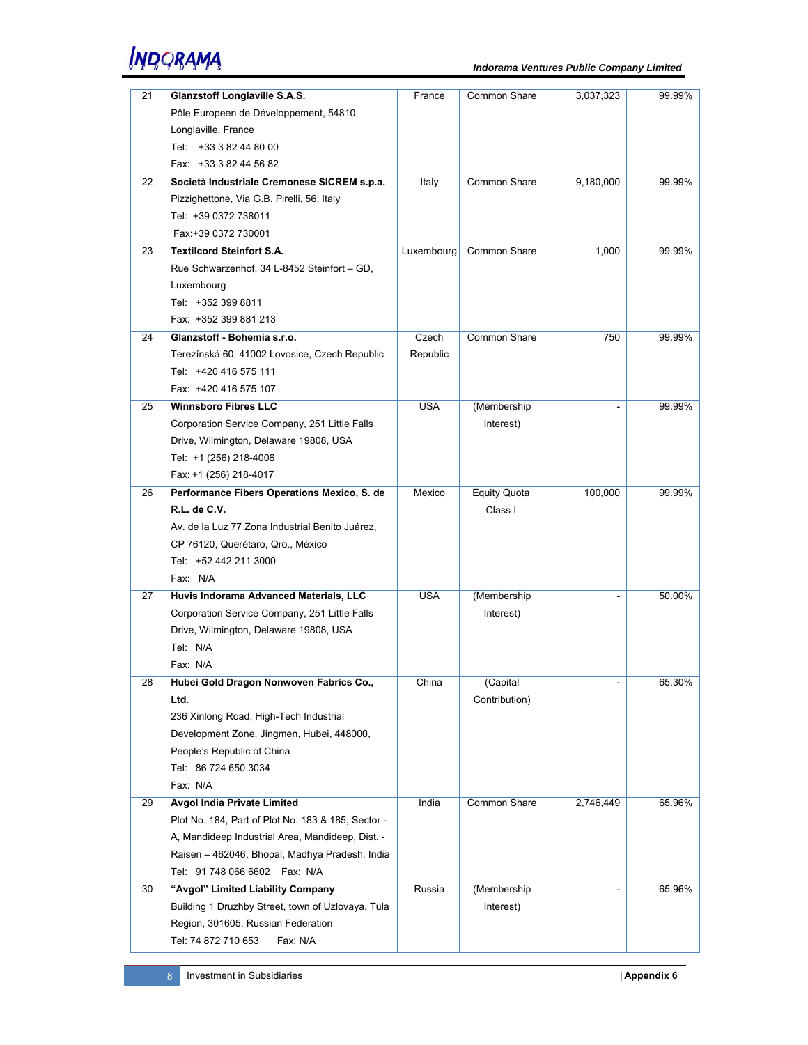| 21 | **Glanzstoff Longlaville S.A.S.**<br>Pôle Europeen de Développement, 54810<br>Longlaville, France<br>Tel: +33 3 82 44 80 00<br>Fax: +33 3 82 44 56 82 | France | Common Share | 3,037,323 | 99.99% |
|---|---|---|---|---|---|
| 22 | **Società Industriale Cremonese SICREM s.p.a.**<br>Pizzighettone, Via G.B. Pirelli, 56, Italy<br>Tel: +39 0372 738011<br>Fax:+39 0372 730001 | Italy | Common Share | 9,180,000 | 99.99% |
| 23 | **Textilcord Steinfort S.A.**<br>Rue Schwarzenhof, 34 L-8452 Steinfort – GD, Luxembourg<br>Tel: +352 399 8811<br>Fax: +352 399 881 213 | Luxembourg | Common Share | 1,000 | 99.99% |
| 24 | **Glanzstoff - Bohemia s.r.o.**<br>Terezínská 60, 41002 Lovosice, Czech Republic<br>Tel: +420 416 575 111<br>Fax: +420 416 575 107 | Czech Republic | Common Share | 750 | 99.99% |
| 25 | **Winnsboro Fibres LLC**<br>Corporation Service Company, 251 Little Falls Drive, Wilmington, Delaware 19808, USA<br>Tel: +1 (256) 218-4006<br>Fax: +1 (256) 218-4017 | USA | (Membership Interest) | - | 99.99% |
| 26 | **Performance Fibers Operations Mexico, S. de R.L. de C.V.**<br>Av. de la Luz 77 Zona Industrial Benito Juárez, CP 76120, Querétaro, Qro., México<br>Tel: +52 442 211 3000<br>Fax: N/A | Mexico | Equity Quota Class I | 100,000 | 99.99% |
| 27 | **Huvis Indorama Advanced Materials, LLC**<br>Corporation Service Company, 251 Little Falls Drive, Wilmington, Delaware 19808, USA<br>Tel: N/A<br>Fax: N/A | USA | (Membership Interest) | - | 50.00% |
| 28 | **Hubei Gold Dragon Nonwoven Fabrics Co., Ltd.**<br>236 Xinlong Road, High-Tech Industrial Development Zone, Jingmen, Hubei, 448000, People's Republic of China<br>Tel: 86 724 650 3034<br>Fax: N/A | China | (Capital Contribution) | - | 65.30% |
| 29 | **Avgol India Private Limited**<br>Plot No. 184, Part of Plot No. 183 & 185, Sector - A, Mandideep Industrial Area, Mandideep, Dist. - Raisen – 462046, Bhopal, Madhya Pradesh, India<br>Tel: 91 748 066 6602 Fax: N/A | India | Common Share | 2,746,449 | 65.96% |
| 30 | **"Avgol" Limited Liability Company**<br>Building 1 Druzhby Street, town of Uzlovaya, Tula Region, 301605, Russian Federation<br>Tel: 74 872 710 653 Fax: N/A | Russia | (Membership Interest) | - | 65.96% |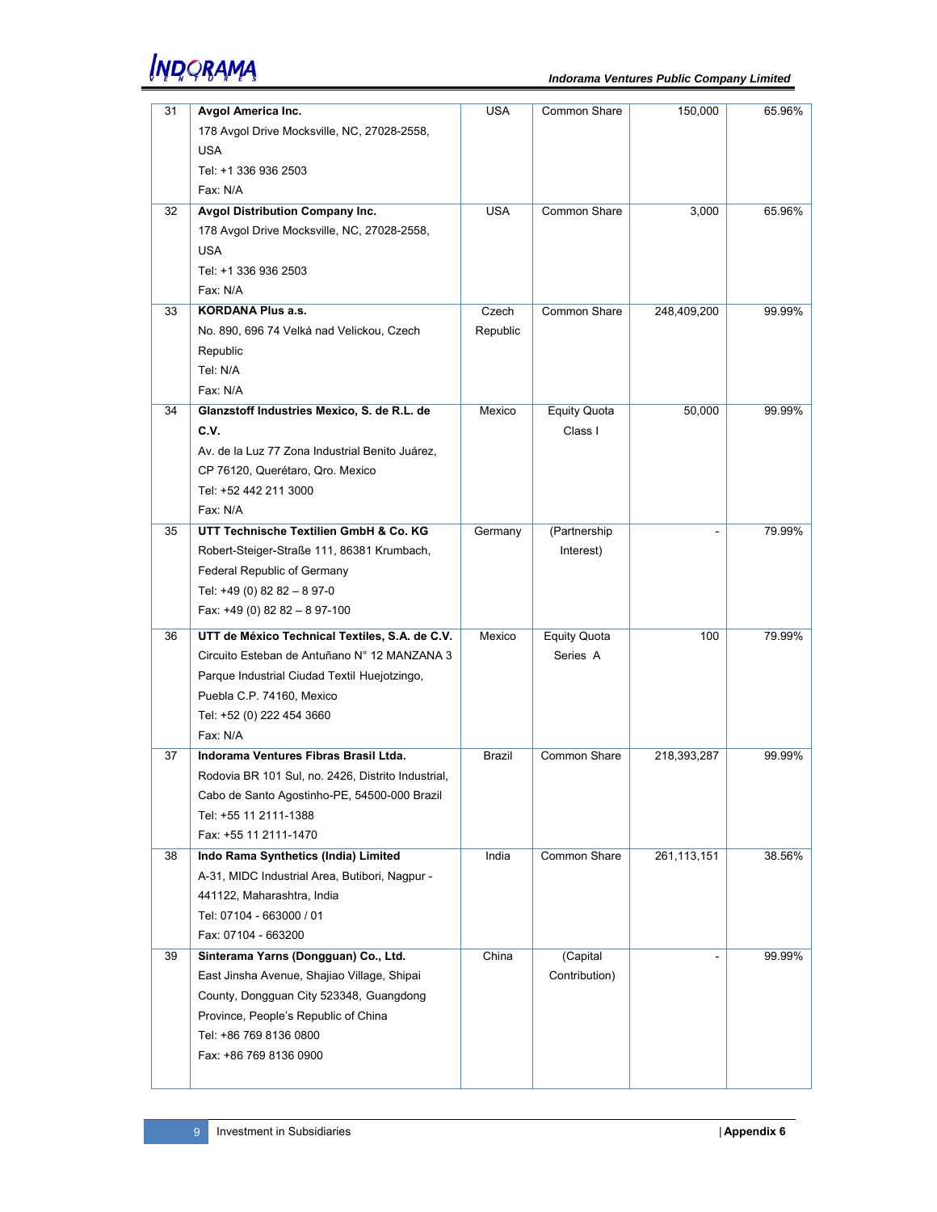| 31 | **Avgol America Inc.**<br>178 Avgol Drive Mocksville, NC, 27028-2558, USA<br>Tel: +1 336 936 2503<br>Fax: N/A | USA | Common Share | 150,000 | 65.96% |
|---|---|---|---|---|---|
| 32 | **Avgol Distribution Company Inc.**<br>178 Avgol Drive Mocksville, NC, 27028-2558, USA<br>Tel: +1 336 936 2503<br>Fax: N/A | USA | Common Share | 3,000 | 65.96% |
| 33 | **KORDANA Plus a.s.**<br>No. 890, 696 74 Velká nad Velickou, Czech Republic<br>Tel: N/A<br>Fax: N/A | Czech Republic | Common Share | 248,409,200 | 99.99% |
| 34 | **Glanzstoff Industries Mexico, S. de R.L. de C.V.**<br>Av. de la Luz 77 Zona Industrial Benito Juárez, CP 76120, Querétaro, Qro. Mexico<br>Tel: +52 442 211 3000<br>Fax: N/A | Mexico | Equity Quota Class I | 50,000 | 99.99% |
| 35 | **UTT Technische Textilien GmbH & Co. KG**<br>Robert-Steiger-Straße 111, 86381 Krumbach, Federal Republic of Germany<br>Tel: +49 (0) 82 82 – 8 97-0<br>Fax: +49 (0) 82 82 – 8 97-100 | Germany | (Partnership Interest) | - | 79.99% |
| 36 | **UTT de México Technical Textiles, S.A. de C.V.**<br>Circuito Esteban de Antuñano N° 12 MANZANA 3 Parque Industrial Ciudad Textil Huejotzingo, Puebla C.P. 74160, Mexico<br>Tel: +52 (0) 222 454 3660<br>Fax: N/A | Mexico | Equity Quota Series A | 100 | 79.99% |
| 37 | **Indorama Ventures Fibras Brasil Ltda.**<br>Rodovia BR 101 Sul, no. 2426, Distrito Industrial, Cabo de Santo Agostinho-PE, 54500-000 Brazil<br>Tel: +55 11 2111-1388<br>Fax: +55 11 2111-1470 | Brazil | Common Share | 218,393,287 | 99.99% |
| 38 | **Indo Rama Synthetics (India) Limited**<br>A-31, MIDC Industrial Area, Butibori, Nagpur - 441122, Maharashtra, India<br>Tel: 07104 - 663000 / 01<br>Fax: 07104 - 663200 | India | Common Share | 261,113,151 | 38.56% |
| 39 | **Sinterama Yarns (Dongguan) Co., Ltd.**<br>East Jinsha Avenue, Shajiao Village, Shipai County, Dongguan City 523348, Guangdong Province, People's Republic of China<br>Tel: +86 769 8136 0800<br>Fax: +86 769 8136 0900 | China | (Capital Contribution) | - | 99.99% |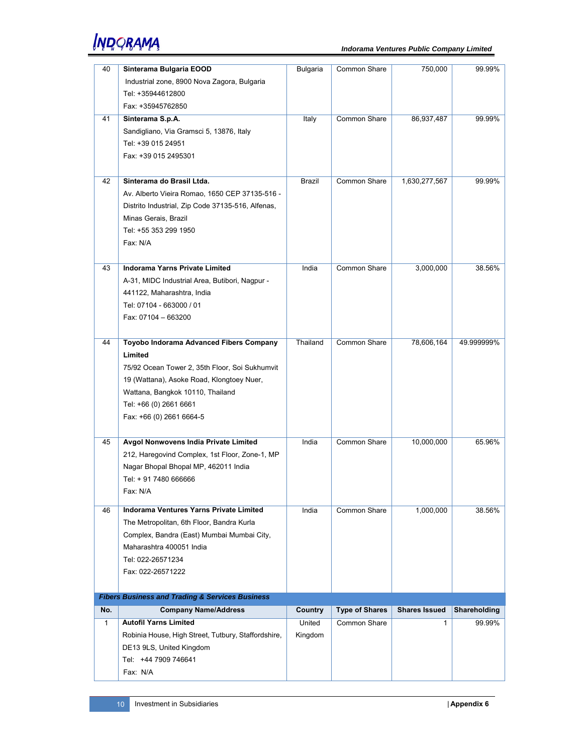| No. | Company Name/Address | Country | Type of Shares | Shares Issued | Shareholding |
|---|---|---|---|---|---|
| 40 | **Sinterama Bulgaria EOOD**<br>Industrial zone, 8900 Nova Zagora, Bulgaria<br>Tel: +35944612800<br>Fax: +35945762850 | Bulgaria | Common Share | 750,000 | 99.99% |
| 41 | **Sinterama S.p.A.**<br>Sandigliano, Via Gramsci 5, 13876, Italy<br>Tel: +39 015 24951<br>Fax: +39 015 2495301 | Italy | Common Share | 86,937,487 | 99.99% |
| 42 | **Sinterama do Brasil Ltda.**<br>Av. Alberto Vieira Romao, 1650 CEP 37135-516 - Distrito Industrial, Zip Code 37135-516, Alfenas, Minas Gerais, Brazil<br>Tel: +55 353 299 1950<br>Fax: N/A | Brazil | Common Share | 1,630,277,567 | 99.99% |
| 43 | **Indorama Yarns Private Limited**<br>A-31, MIDC Industrial Area, Butibori, Nagpur - 441122, Maharashtra, India<br>Tel: 07104 - 663000 / 01<br>Fax: 07104 – 663200 | India | Common Share | 3,000,000 | 38.56% |
| 44 | **Toyobo Indorama Advanced Fibers Company Limited**<br>75/92 Ocean Tower 2, 35th Floor, Soi Sukhumvit 19 (Wattana), Asoke Road, Klongtoey Nuer, Wattana, Bangkok 10110, Thailand<br>Tel: +66 (0) 2661 6661<br>Fax: +66 (0) 2661 6664-5 | Thailand | Common Share | 78,606,164 | 49.999999% |
| 45 | **Avgol Nonwovens India Private Limited**<br>212, Haregovind Complex, 1st Floor, Zone-1, MP Nagar Bhopal Bhopal MP, 462011 India<br>Tel: + 91 7480 666666<br>Fax: N/A | India | Common Share | 10,000,000 | 65.96% |
| 46 | **Indorama Ventures Yarns Private Limited**<br>The Metropolitan, 6th Floor, Bandra Kurla Complex, Bandra (East) Mumbai Mumbai City, Maharashtra 400051 India<br>Tel: 022-26571234<br>Fax: 022-26571222 | India | Common Share | 1,000,000 | 38.56% |

***Fibers Business and Trading & Services Business***

| No. | Company Name/Address | Country | Type of Shares | Shares Issued | Shareholding |
|---|---|---|---|---|---|
| 1 | **Autofil Yarns Limited**<br>Robinia House, High Street, Tutbury, Staffordshire, DE13 9LS, United Kingdom<br>Tel: +44 7909 746641<br>Fax: N/A | United Kingdom | Common Share | 1 | 99.99% |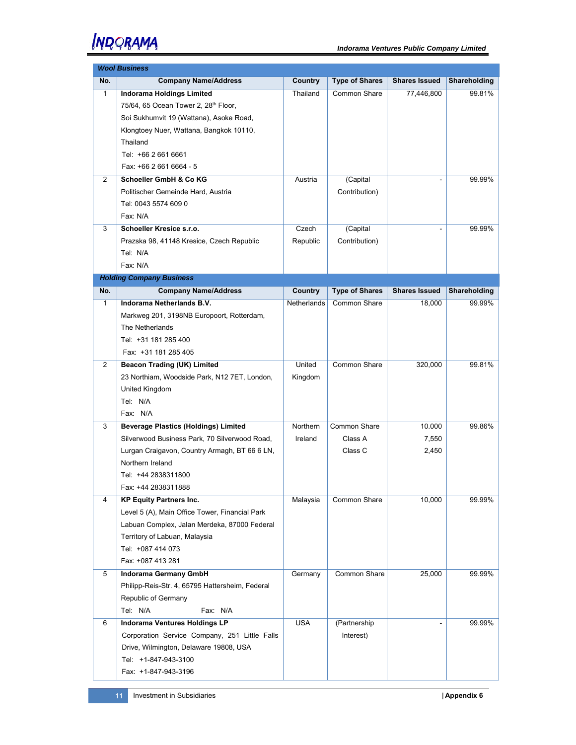***Wool Business***

| No. | Company Name/Address | Country | Type of Shares | Shares Issued | Shareholding |
|---|---|---|---|---|---|
| 1 | **Indorama Holdings Limited**<br>75/64, 65 Ocean Tower 2, 28th Floor,<br>Soi Sukhumvit 19 (Wattana), Asoke Road,<br>Klongtoey Nuer, Wattana, Bangkok 10110,<br>Thailand<br>Tel: +66 2 661 6661<br>Fax: +66 2 661 6664 - 5 | Thailand | Common Share | 77,446,800 | 99.81% |
| 2 | **Schoeller GmbH & Co KG**<br>Politischer Gemeinde Hard, Austria<br>Tel: 0043 5574 609 0<br>Fax: N/A | Austria | (Capital Contribution) | - | 99.99% |
| 3 | **Schoeller Kresice s.r.o.**<br>Prazska 98, 41148 Kresice, Czech Republic<br>Tel: N/A<br>Fax: N/A | Czech Republic | (Capital Contribution) | - | 99.99% |

***Holding Company Business***

| No. | Company Name/Address | Country | Type of Shares | Shares Issued | Shareholding |
|---|---|---|---|---|---|
| 1 | **Indorama Netherlands B.V.**<br>Markweg 201, 3198NB Europoort, Rotterdam,<br>The Netherlands<br>Tel: +31 181 285 400<br>Fax: +31 181 285 405 | Netherlands | Common Share | 18,000 | 99.99% |
| 2 | **Beacon Trading (UK) Limited**<br>23 Northiam, Woodside Park, N12 7ET, London,<br>United Kingdom<br>Tel: N/A<br>Fax: N/A | United Kingdom | Common Share | 320,000 | 99.81% |
| 3 | **Beverage Plastics (Holdings) Limited**<br>Silverwood Business Park, 70 Silverwood Road,<br>Lurgan Craigavon, Country Armagh, BT 66 6 LN,<br>Northern Ireland<br>Tel: +44 2838311800<br>Fax: +44 2838311888 | Northern Ireland | Common Share<br>Class A<br>Class C | 10.000<br>7,550<br>2,450 | 99.86% |
| 4 | **KP Equity Partners Inc.**<br>Level 5 (A), Main Office Tower, Financial Park<br>Labuan Complex, Jalan Merdeka, 87000 Federal<br>Territory of Labuan, Malaysia<br>Tel: +087 414 073<br>Fax: +087 413 281 | Malaysia | Common Share | 10,000 | 99.99% |
| 5 | **Indorama Germany GmbH**<br>Philipp-Reis-Str. 4, 65795 Hattersheim, Federal<br>Republic of Germany<br>Tel: N/A Fax: N/A | Germany | Common Share | 25,000 | 99.99% |
| 6 | **Indorama Ventures Holdings LP**<br>Corporation Service Company, 251 Little Falls<br>Drive, Wilmington, Delaware 19808, USA<br>Tel: +1-847-943-3100<br>Fax: +1-847-943-3196 | USA | (Partnership Interest) | - | 99.99% |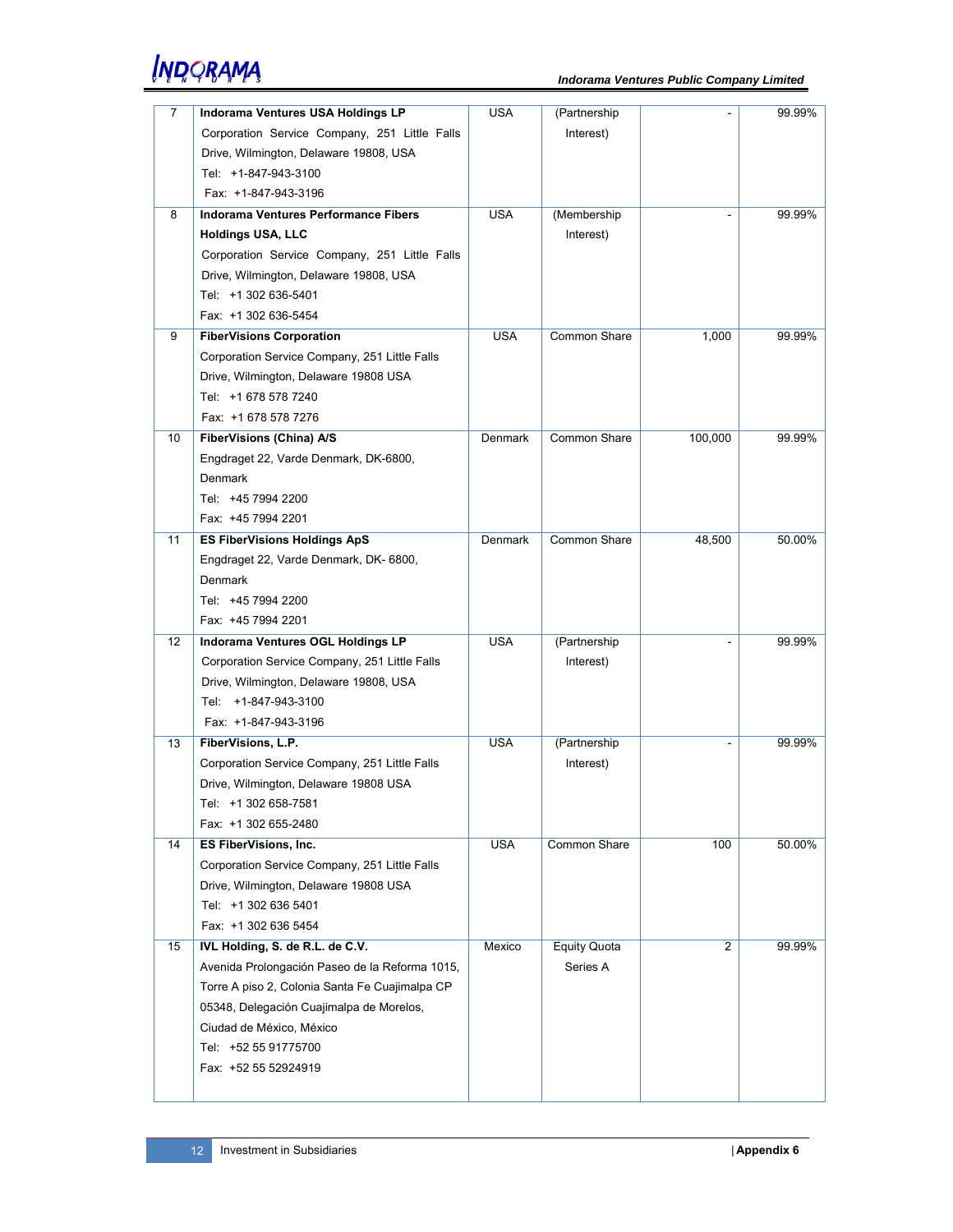| 7 | **Indorama Ventures USA Holdings LP**<br>Corporation Service Company, 251 Little Falls Drive, Wilmington, Delaware 19808, USA<br>Tel: +1-847-943-3100<br>Fax: +1-847-943-3196 | USA | (Partnership Interest) | - | 99.99% |
|---|---|---|---|---|---|
| 8 | **Indorama Ventures Performance Fibers Holdings USA, LLC**<br>Corporation Service Company, 251 Little Falls Drive, Wilmington, Delaware 19808, USA<br>Tel: +1 302 636-5401<br>Fax: +1 302 636-5454 | USA | (Membership Interest) | - | 99.99% |
| 9 | **FiberVisions Corporation**<br>Corporation Service Company, 251 Little Falls Drive, Wilmington, Delaware 19808 USA<br>Tel: +1 678 578 7240<br>Fax: +1 678 578 7276 | USA | Common Share | 1,000 | 99.99% |
| 10 | **FiberVisions (China) A/S**<br>Engdraget 22, Varde Denmark, DK-6800, Denmark<br>Tel: +45 7994 2200<br>Fax: +45 7994 2201 | Denmark | Common Share | 100,000 | 99.99% |
| 11 | **ES FiberVisions Holdings ApS**<br>Engdraget 22, Varde Denmark, DK- 6800, Denmark<br>Tel: +45 7994 2200<br>Fax: +45 7994 2201 | Denmark | Common Share | 48,500 | 50.00% |
| 12 | **Indorama Ventures OGL Holdings LP**<br>Corporation Service Company, 251 Little Falls Drive, Wilmington, Delaware 19808, USA<br>Tel: +1-847-943-3100<br>Fax: +1-847-943-3196 | USA | (Partnership Interest) | - | 99.99% |
| 13 | **FiberVisions, L.P.**<br>Corporation Service Company, 251 Little Falls Drive, Wilmington, Delaware 19808 USA<br>Tel: +1 302 658-7581<br>Fax: +1 302 655-2480 | USA | (Partnership Interest) | - | 99.99% |
| 14 | **ES FiberVisions, Inc.**<br>Corporation Service Company, 251 Little Falls Drive, Wilmington, Delaware 19808 USA<br>Tel: +1 302 636 5401<br>Fax: +1 302 636 5454 | USA | Common Share | 100 | 50.00% |
| 15 | **IVL Holding, S. de R.L. de C.V.**<br>Avenida Prolongación Paseo de la Reforma 1015, Torre A piso 2, Colonia Santa Fe Cuajimalpa CP 05348, Delegación Cuajimalpa de Morelos, Ciudad de México, México<br>Tel: +52 55 91775700<br>Fax: +52 55 52924919 | Mexico | Equity Quota Series A | 2 | 99.99% |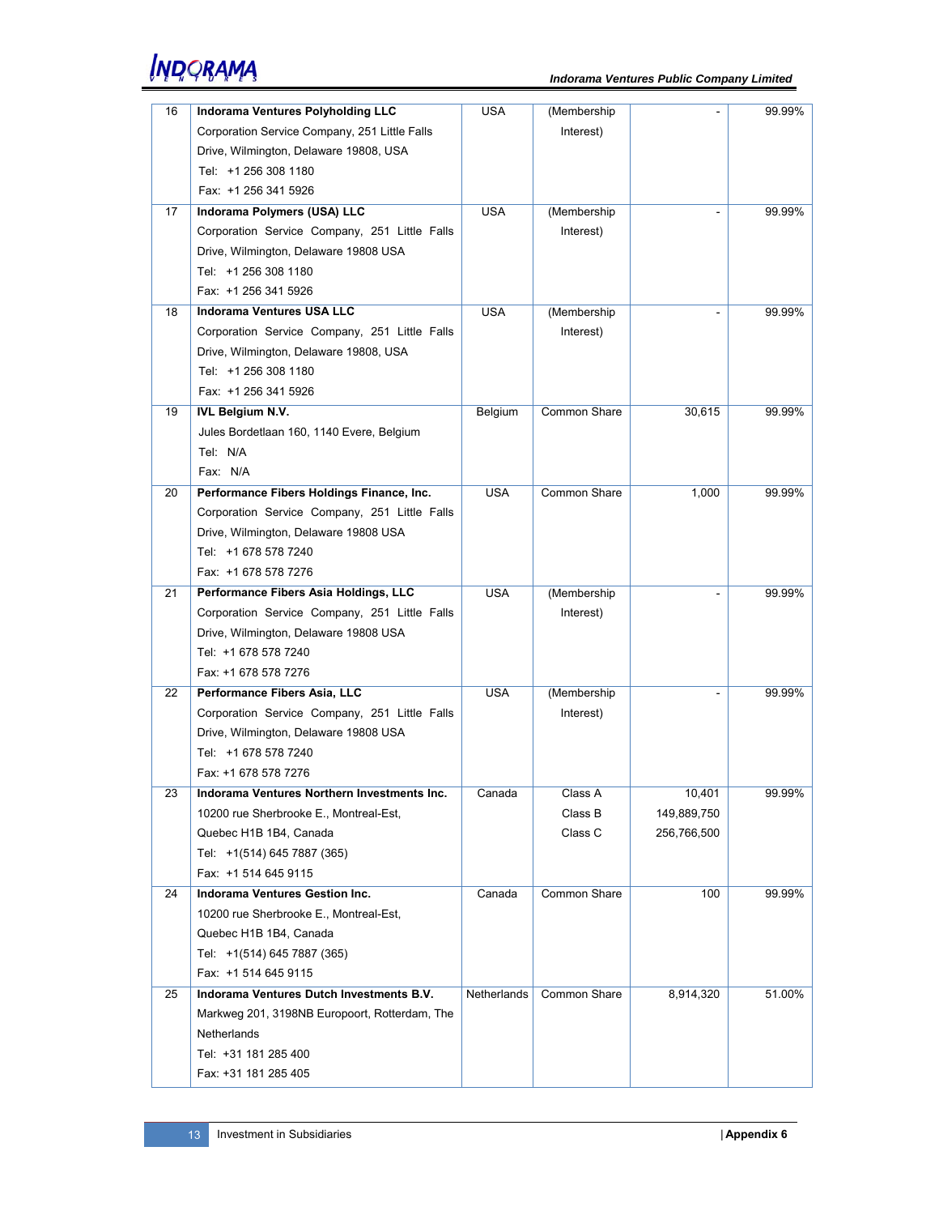| 16 | **Indorama Ventures Polyholding LLC**<br>Corporation Service Company, 251 Little Falls Drive, Wilmington, Delaware 19808, USA<br>Tel: +1 256 308 1180<br>Fax: +1 256 341 5926 | USA | (Membership Interest) | - | 99.99% |
|---|---|---|---|---|---|
| 17 | **Indorama Polymers (USA) LLC**<br>Corporation Service Company, 251 Little Falls Drive, Wilmington, Delaware 19808 USA<br>Tel: +1 256 308 1180<br>Fax: +1 256 341 5926 | USA | (Membership Interest) | - | 99.99% |
| 18 | **Indorama Ventures USA LLC**<br>Corporation Service Company, 251 Little Falls Drive, Wilmington, Delaware 19808, USA<br>Tel: +1 256 308 1180<br>Fax: +1 256 341 5926 | USA | (Membership Interest) | - | 99.99% |
| 19 | **IVL Belgium N.V.**<br>Jules Bordetlaan 160, 1140 Evere, Belgium<br>Tel: N/A<br>Fax: N/A | Belgium | Common Share | 30,615 | 99.99% |
| 20 | **Performance Fibers Holdings Finance, Inc.**<br>Corporation Service Company, 251 Little Falls Drive, Wilmington, Delaware 19808 USA<br>Tel: +1 678 578 7240<br>Fax: +1 678 578 7276 | USA | Common Share | 1,000 | 99.99% |
| 21 | **Performance Fibers Asia Holdings, LLC**<br>Corporation Service Company, 251 Little Falls Drive, Wilmington, Delaware 19808 USA<br>Tel: +1 678 578 7240<br>Fax: +1 678 578 7276 | USA | (Membership Interest) | - | 99.99% |
| 22 | **Performance Fibers Asia, LLC**<br>Corporation Service Company, 251 Little Falls Drive, Wilmington, Delaware 19808 USA<br>Tel: +1 678 578 7240<br>Fax: +1 678 578 7276 | USA | (Membership Interest) | - | 99.99% |
| 23 | **Indorama Ventures Northern Investments Inc.**<br>10200 rue Sherbrooke E., Montreal-Est, Quebec H1B 1B4, Canada<br>Tel: +1(514) 645 7887 (365)<br>Fax: +1 514 645 9115 | Canada | Class A<br>Class B<br>Class C | 10,401<br>149,889,750<br>256,766,500 | 99.99% |
| 24 | **Indorama Ventures Gestion Inc.**<br>10200 rue Sherbrooke E., Montreal-Est, Quebec H1B 1B4, Canada<br>Tel: +1(514) 645 7887 (365)<br>Fax: +1 514 645 9115 | Canada | Common Share | 100 | 99.99% |
| 25 | **Indorama Ventures Dutch Investments B.V.**<br>Markweg 201, 3198NB Europoort, Rotterdam, The Netherlands<br>Tel: +31 181 285 400<br>Fax: +31 181 285 405 | Netherlands | Common Share | 8,914,320 | 51.00% |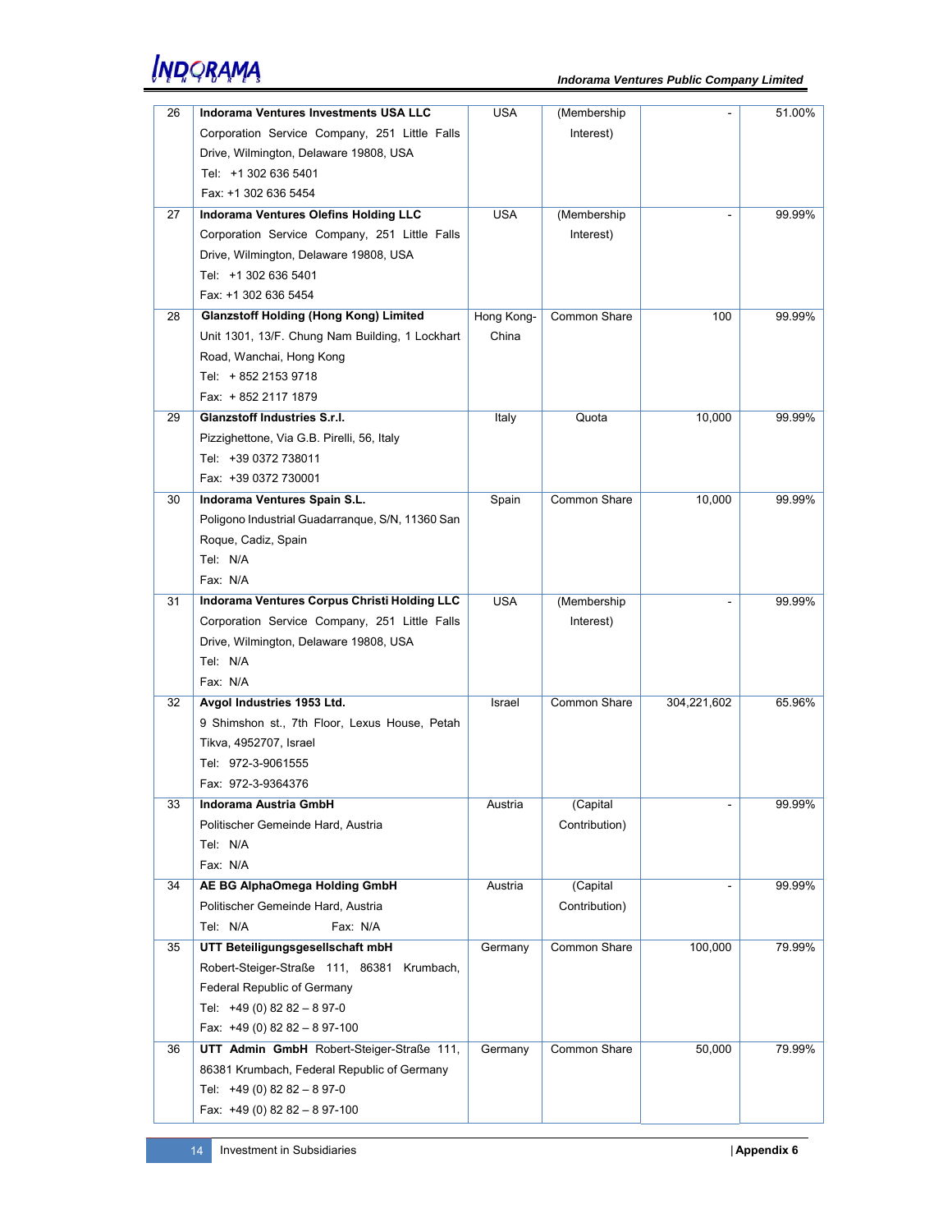| 26 | **Indorama Ventures Investments USA LLC** Corporation Service Company, 251 Little Falls Drive, Wilmington, Delaware 19808, USA Tel: +1 302 636 5401 Fax: +1 302 636 5454 | USA | (Membership Interest) | - | 51.00% |
|---|---|---|---|---|---|
| 27 | **Indorama Ventures Olefins Holding LLC** Corporation Service Company, 251 Little Falls Drive, Wilmington, Delaware 19808, USA Tel: +1 302 636 5401 Fax: +1 302 636 5454 | USA | (Membership Interest) | - | 99.99% |
| 28 | **Glanzstoff Holding (Hong Kong) Limited** Unit 1301, 13/F. Chung Nam Building, 1 Lockhart Road, Wanchai, Hong Kong Tel: + 852 2153 9718 Fax: + 852 2117 1879 | Hong Kong-China | Common Share | 100 | 99.99% |
| 29 | **Glanzstoff Industries S.r.l.** Pizzighettone, Via G.B. Pirelli, 56, Italy Tel: +39 0372 738011 Fax: +39 0372 730001 | Italy | Quota | 10,000 | 99.99% |
| 30 | **Indorama Ventures Spain S.L.** Poligono Industrial Guadarranque, S/N, 11360 San Roque, Cadiz, Spain Tel: N/A Fax: N/A | Spain | Common Share | 10,000 | 99.99% |
| 31 | **Indorama Ventures Corpus Christi Holding LLC** Corporation Service Company, 251 Little Falls Drive, Wilmington, Delaware 19808, USA Tel: N/A Fax: N/A | USA | (Membership Interest) | - | 99.99% |
| 32 | **Avgol Industries 1953 Ltd.** 9 Shimshon st., 7th Floor, Lexus House, Petah Tikva, 4952707, Israel Tel: 972-3-9061555 Fax: 972-3-9364376 | Israel | Common Share | 304,221,602 | 65.96% |
| 33 | **Indorama Austria GmbH** Politischer Gemeinde Hard, Austria Tel: N/A Fax: N/A | Austria | (Capital Contribution) | - | 99.99% |
| 34 | **AE BG AlphaOmega Holding GmbH** Politischer Gemeinde Hard, Austria Tel: N/A Fax: N/A | Austria | (Capital Contribution) | - | 99.99% |
| 35 | **UTT Beteiligungsgesellschaft mbH** Robert-Steiger-Straße 111, 86381 Krumbach, Federal Republic of Germany Tel: +49 (0) 82 82 – 8 97-0 Fax: +49 (0) 82 82 – 8 97-100 | Germany | Common Share | 100,000 | 79.99% |
| 36 | **UTT Admin GmbH** Robert-Steiger-Straße 111, 86381 Krumbach, Federal Republic of Germany Tel: +49 (0) 82 82 – 8 97-0 Fax: +49 (0) 82 82 – 8 97-100 | Germany | Common Share | 50,000 | 79.99% |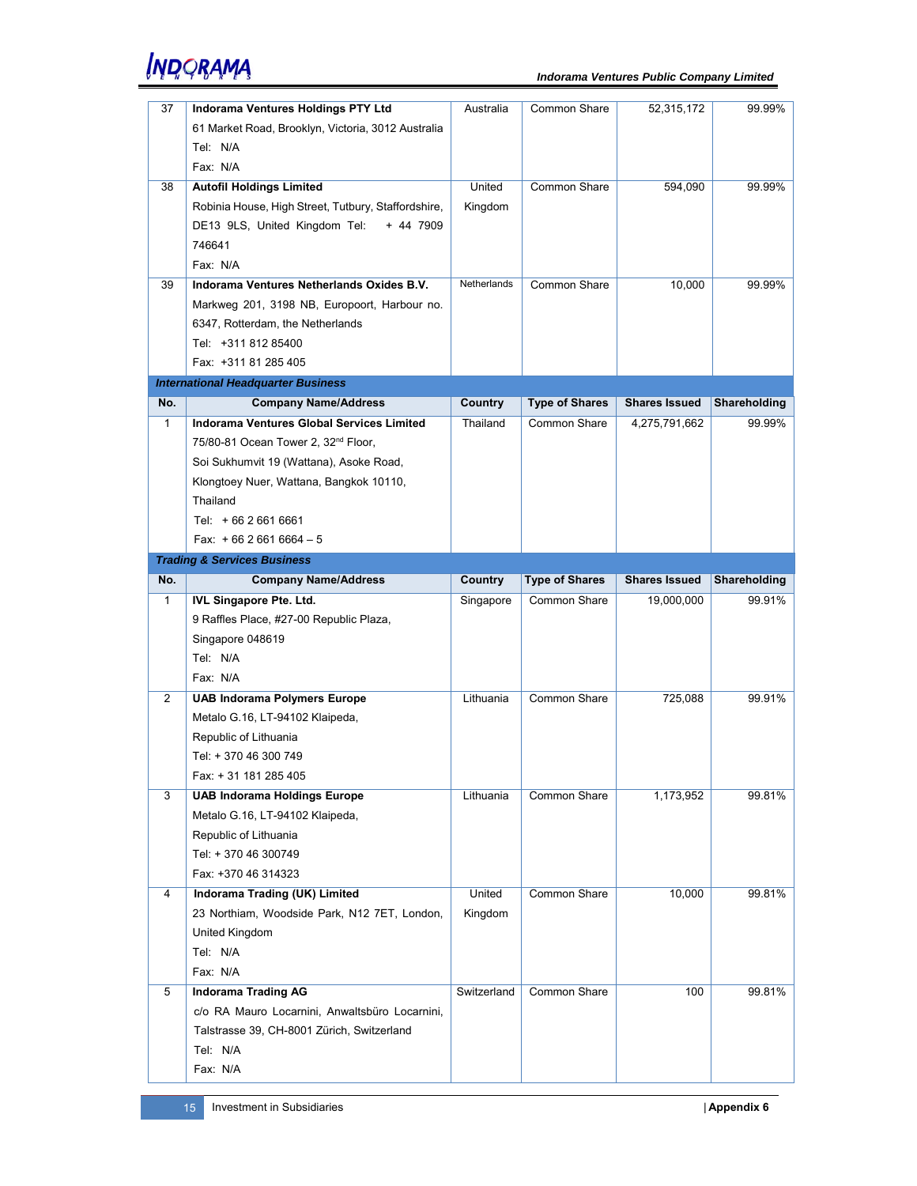| No. | Company Name/Address | Country | Type of Shares | Shares Issued | Shareholding |
|---|---|---|---|---|---|
| 37 | **Indorama Ventures Holdings PTY Ltd**<br>61 Market Road, Brooklyn, Victoria, 3012 Australia<br>Tel: N/A<br>Fax: N/A | Australia | Common Share | 52,315,172 | 99.99% |
| 38 | **Autofil Holdings Limited**<br>Robinia House, High Street, Tutbury, Staffordshire, DE13 9LS, United Kingdom Tel: + 44 7909 746641<br>Fax: N/A | United Kingdom | Common Share | 594,090 | 99.99% |
| 39 | **Indorama Ventures Netherlands Oxides B.V.**<br>Markweg 201, 3198 NB, Europoort, Harbour no. 6347, Rotterdam, the Netherlands<br>Tel: +311 812 85400<br>Fax: +311 81 285 405 | Netherlands | Common Share | 10,000 | 99.99% |

***International Headquarter Business***

| No. | Company Name/Address | Country | Type of Shares | Shares Issued | Shareholding |
|---|---|---|---|---|---|
| 1 | **Indorama Ventures Global Services Limited**<br>75/80-81 Ocean Tower 2, 32nd Floor,<br>Soi Sukhumvit 19 (Wattana), Asoke Road,<br>Klongtoey Nuer, Wattana, Bangkok 10110,<br>Thailand<br>Tel: + 66 2 661 6661<br>Fax: + 66 2 661 6664 – 5 | Thailand | Common Share | 4,275,791,662 | 99.99% |

***Trading & Services Business***

| No. | Company Name/Address | Country | Type of Shares | Shares Issued | Shareholding |
|---|---|---|---|---|---|
| 1 | **IVL Singapore Pte. Ltd.**<br>9 Raffles Place, #27-00 Republic Plaza,<br>Singapore 048619<br>Tel: N/A<br>Fax: N/A | Singapore | Common Share | 19,000,000 | 99.91% |
| 2 | **UAB Indorama Polymers Europe**<br>Metalo G.16, LT-94102 Klaipeda,<br>Republic of Lithuania<br>Tel: + 370 46 300 749<br>Fax: + 31 181 285 405 | Lithuania | Common Share | 725,088 | 99.91% |
| 3 | **UAB Indorama Holdings Europe**<br>Metalo G.16, LT-94102 Klaipeda,<br>Republic of Lithuania<br>Tel: + 370 46 300749<br>Fax: +370 46 314323 | Lithuania | Common Share | 1,173,952 | 99.81% |
| 4 | **Indorama Trading (UK) Limited**<br>23 Northiam, Woodside Park, N12 7ET, London, United Kingdom<br>Tel: N/A<br>Fax: N/A | United Kingdom | Common Share | 10,000 | 99.81% |
| 5 | **Indorama Trading AG**<br>c/o RA Mauro Locarnini, Anwaltsbüro Locarnini, Talstrasse 39, CH-8001 Zürich, Switzerland<br>Tel: N/A<br>Fax: N/A | Switzerland | Common Share | 100 | 99.81% |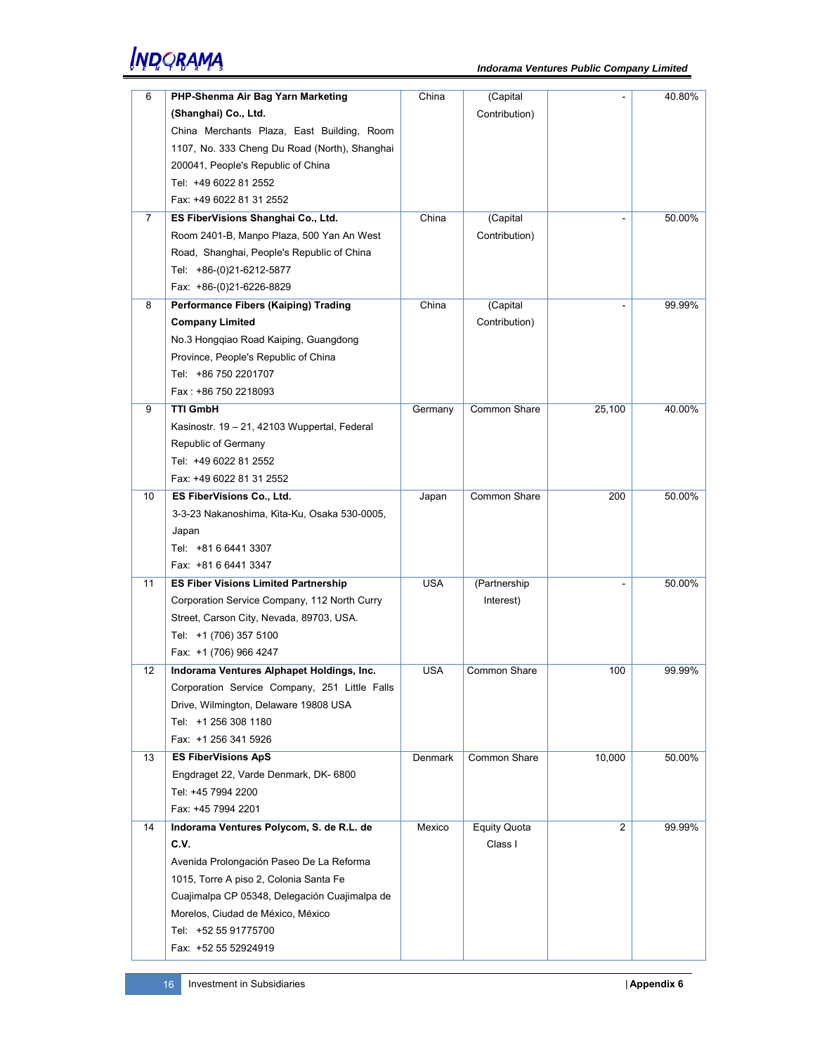| 6 | **PHP-Shenma Air Bag Yarn Marketing (Shanghai) Co., Ltd.**<br>China Merchants Plaza, East Building, Room 1107, No. 333 Cheng Du Road (North), Shanghai 200041, People's Republic of China<br>Tel: +49 6022 81 2552<br>Fax: +49 6022 81 31 2552 | China | (Capital Contribution) | - | 40.80% |
|---|---|---|---|---|---|
| 7 | **ES FiberVisions Shanghai Co., Ltd.**<br>Room 2401-B, Manpo Plaza, 500 Yan An West Road, Shanghai, People's Republic of China<br>Tel: +86-(0)21-6212-5877<br>Fax: +86-(0)21-6226-8829 | China | (Capital Contribution) | - | 50.00% |
| 8 | **Performance Fibers (Kaiping) Trading Company Limited**<br>No.3 Hongqiao Road Kaiping, Guangdong Province, People's Republic of China<br>Tel: +86 750 2201707<br>Fax : +86 750 2218093 | China | (Capital Contribution) | - | 99.99% |
| 9 | **TTI GmbH**<br>Kasinostr. 19 – 21, 42103 Wuppertal, Federal Republic of Germany<br>Tel: +49 6022 81 2552<br>Fax: +49 6022 81 31 2552 | Germany | Common Share | 25,100 | 40.00% |
| 10 | **ES FiberVisions Co., Ltd.**<br>3-3-23 Nakanoshima, Kita-Ku, Osaka 530-0005, Japan<br>Tel: +81 6 6441 3307<br>Fax: +81 6 6441 3347 | Japan | Common Share | 200 | 50.00% |
| 11 | **ES Fiber Visions Limited Partnership**<br>Corporation Service Company, 112 North Curry Street, Carson City, Nevada, 89703, USA.<br>Tel: +1 (706) 357 5100<br>Fax: +1 (706) 966 4247 | USA | (Partnership Interest) | - | 50.00% |
| 12 | **Indorama Ventures Alphapet Holdings, Inc.**<br>Corporation Service Company, 251 Little Falls Drive, Wilmington, Delaware 19808 USA<br>Tel: +1 256 308 1180<br>Fax: +1 256 341 5926 | USA | Common Share | 100 | 99.99% |
| 13 | **ES FiberVisions ApS**<br>Engdraget 22, Varde Denmark, DK- 6800<br>Tel: +45 7994 2200<br>Fax: +45 7994 2201 | Denmark | Common Share | 10,000 | 50.00% |
| 14 | **Indorama Ventures Polycom, S. de R.L. de C.V.**<br>Avenida Prolongación Paseo De La Reforma 1015, Torre A piso 2, Colonia Santa Fe Cuajimalpa CP 05348, Delegación Cuajimalpa de Morelos, Ciudad de México, México<br>Tel: +52 55 91775700<br>Fax: +52 55 52924919 | Mexico | Equity Quota Class I | 2 | 99.99% |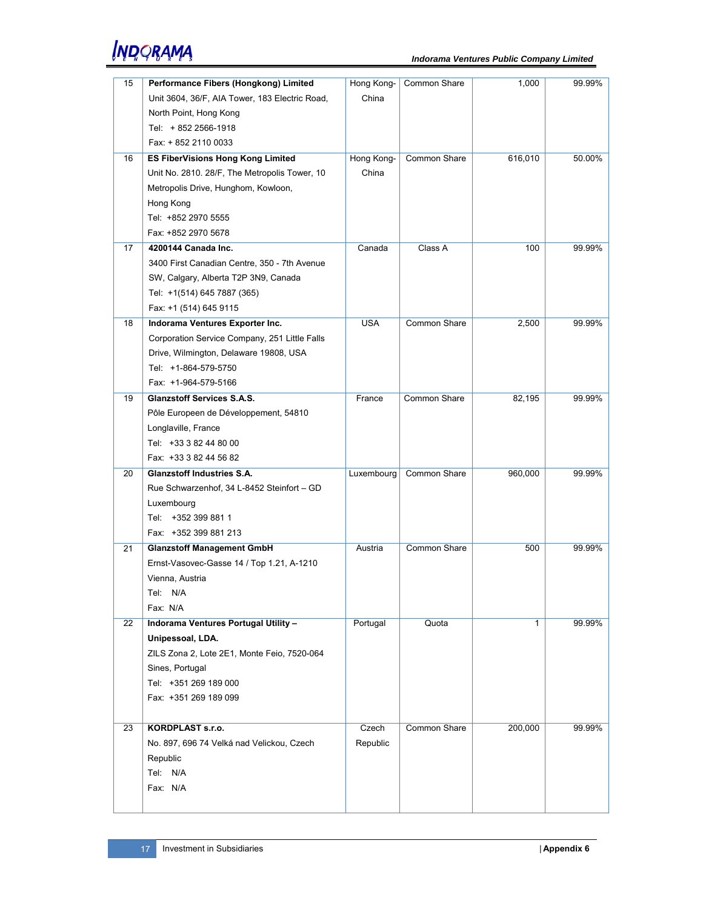| 15 | **Performance Fibers (Hongkong) Limited**<br>Unit 3604, 36/F, AIA Tower, 183 Electric Road, North Point, Hong Kong<br>Tel: + 852 2566-1918<br>Fax: + 852 2110 0033 | Hong Kong-China | Common Share | 1,000 | 99.99% |
|---|---|---|---|---|---|
| 16 | **ES FiberVisions Hong Kong Limited**<br>Unit No. 2810. 28/F, The Metropolis Tower, 10 Metropolis Drive, Hunghom, Kowloon, Hong Kong<br>Tel: +852 2970 5555<br>Fax: +852 2970 5678 | Hong Kong-China | Common Share | 616,010 | 50.00% |
| 17 | **4200144 Canada Inc.**<br>3400 First Canadian Centre, 350 - 7th Avenue SW, Calgary, Alberta T2P 3N9, Canada<br>Tel: +1(514) 645 7887 (365)<br>Fax: +1 (514) 645 9115 | Canada | Class A | 100 | 99.99% |
| 18 | **Indorama Ventures Exporter Inc.**<br>Corporation Service Company, 251 Little Falls Drive, Wilmington, Delaware 19808, USA<br>Tel: +1-864-579-5750<br>Fax: +1-964-579-5166 | USA | Common Share | 2,500 | 99.99% |
| 19 | **Glanzstoff Services S.A.S.**<br>Pôle Europeen de Développement, 54810 Longlaville, France<br>Tel: +33 3 82 44 80 00<br>Fax: +33 3 82 44 56 82 | France | Common Share | 82,195 | 99.99% |
| 20 | **Glanzstoff Industries S.A.**<br>Rue Schwarzenhof, 34 L-8452 Steinfort – GD Luxembourg<br>Tel: +352 399 881 1<br>Fax: +352 399 881 213 | Luxembourg | Common Share | 960,000 | 99.99% |
| 21 | **Glanzstoff Management GmbH**<br>Ernst-Vasovec-Gasse 14 / Top 1.21, A-1210 Vienna, Austria<br>Tel: N/A<br>Fax: N/A | Austria | Common Share | 500 | 99.99% |
| 22 | **Indorama Ventures Portugal Utility – Unipessoal, LDA.**<br>ZILS Zona 2, Lote 2E1, Monte Feio, 7520-064 Sines, Portugal<br>Tel: +351 269 189 000<br>Fax: +351 269 189 099 | Portugal | Quota | 1 | 99.99% |
| 23 | **KORDPLAST s.r.o.**<br>No. 897, 696 74 Velká nad Velickou, Czech Republic<br>Tel: N/A<br>Fax: N/A | Czech Republic | Common Share | 200,000 | 99.99% |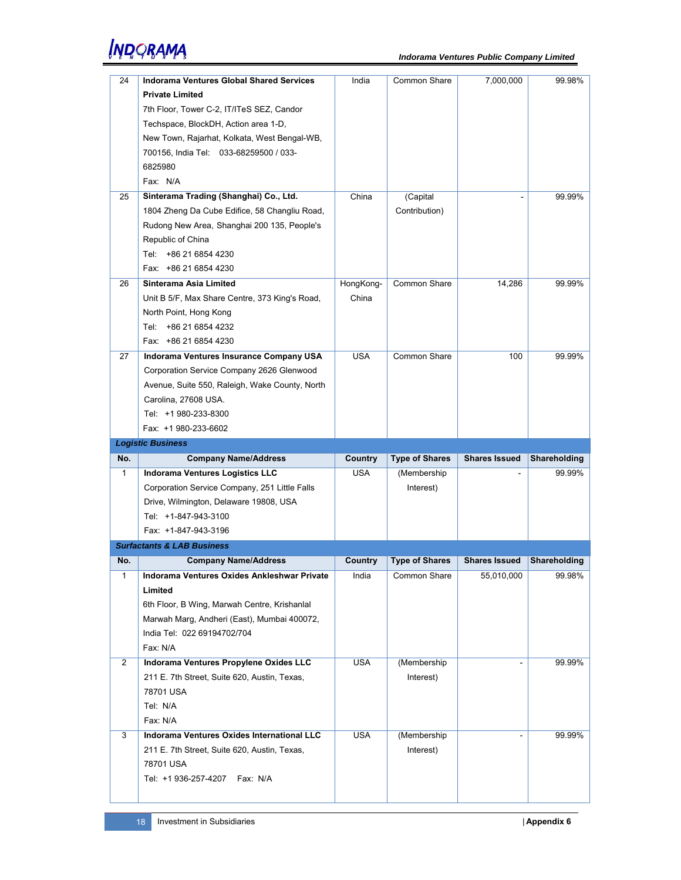| No. | Company Name/Address | Country | Type of Shares | Shares Issued | Shareholding |
|---|---|---|---|---|---|
| 24 | **Indorama Ventures Global Shared Services Private Limited**<br>7th Floor, Tower C-2, IT/ITeS SEZ, Candor Techspace, BlockDH, Action area 1-D, New Town, Rajarhat, Kolkata, West Bengal-WB, 700156, India Tel: 033-68259500 / 033-6825980<br>Fax: N/A | India | Common Share | 7,000,000 | 99.98% |
| 25 | **Sinterama Trading (Shanghai) Co., Ltd.**<br>1804 Zheng Da Cube Edifice, 58 Changliu Road, Rudong New Area, Shanghai 200 135, People's Republic of China<br>Tel: +86 21 6854 4230<br>Fax: +86 21 6854 4230 | China | (Capital Contribution) | - | 99.99% |
| 26 | **Sinterama Asia Limited**<br>Unit B 5/F, Max Share Centre, 373 King's Road, North Point, Hong Kong<br>Tel: +86 21 6854 4232<br>Fax: +86 21 6854 4230 | HongKong-China | Common Share | 14,286 | 99.99% |
| 27 | **Indorama Ventures Insurance Company USA**<br>Corporation Service Company 2626 Glenwood Avenue, Suite 550, Raleigh, Wake County, North Carolina, 27608 USA.<br>Tel: +1 980-233-8300<br>Fax: +1 980-233-6602 | USA | Common Share | 100 | 99.99% |

***Logistic Business***

| No. | Company Name/Address | Country | Type of Shares | Shares Issued | Shareholding |
|---|---|---|---|---|---|
| 1 | **Indorama Ventures Logistics LLC**<br>Corporation Service Company, 251 Little Falls Drive, Wilmington, Delaware 19808, USA<br>Tel: +1-847-943-3100<br>Fax: +1-847-943-3196 | USA | (Membership Interest) | - | 99.99% |

***Surfactants & LAB Business***

| No. | Company Name/Address | Country | Type of Shares | Shares Issued | Shareholding |
|---|---|---|---|---|---|
| 1 | **Indorama Ventures Oxides Ankleshwar Private Limited**<br>6th Floor, B Wing, Marwah Centre, Krishanlal Marwah Marg, Andheri (East), Mumbai 400072, India Tel: 022 69194702/704<br>Fax: N/A | India | Common Share | 55,010,000 | 99.98% |
| 2 | **Indorama Ventures Propylene Oxides LLC**<br>211 E. 7th Street, Suite 620, Austin, Texas, 78701 USA<br>Tel: N/A<br>Fax: N/A | USA | (Membership Interest) | - | 99.99% |
| 3 | **Indorama Ventures Oxides International LLC**<br>211 E. 7th Street, Suite 620, Austin, Texas, 78701 USA<br>Tel: +1 936-257-4207 Fax: N/A | USA | (Membership Interest) | - | 99.99% |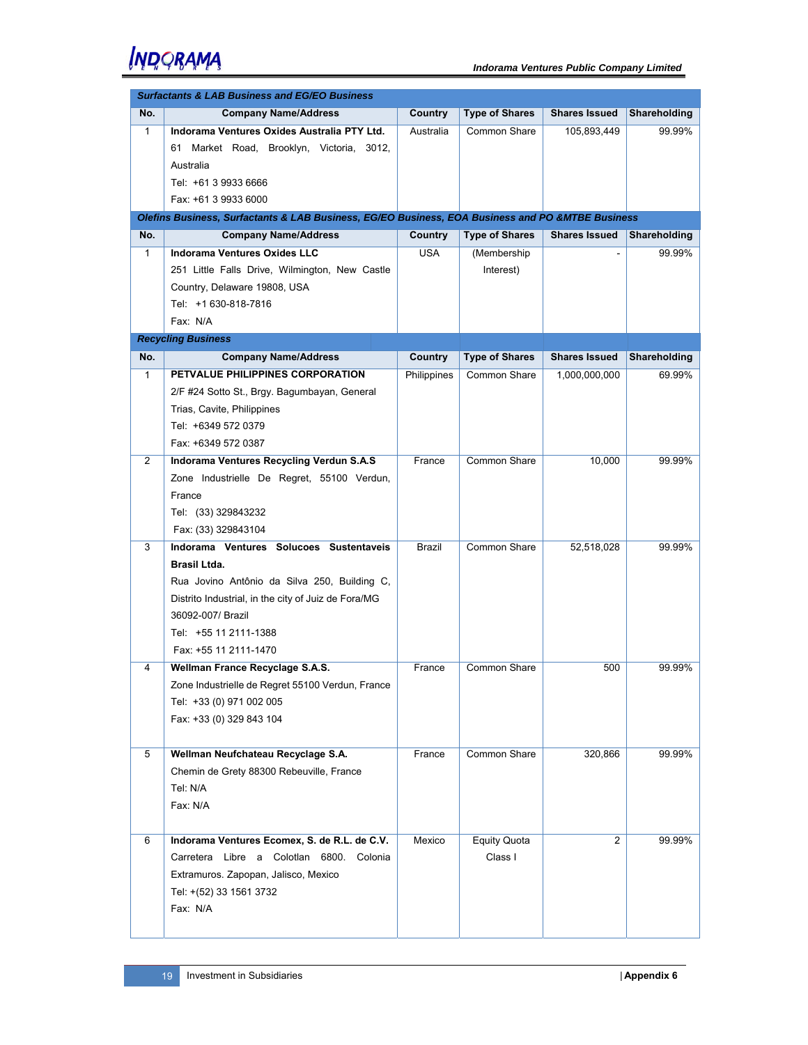| Surfactants & LAB Business and EG/EO Business | | | | | |
|---|---|---|---|---|---|
| **No.** | **Company Name/Address** | **Country** | **Type of Shares** | **Shares Issued** | **Shareholding** |
| 1 | **Indorama Ventures Oxides Australia PTY Ltd.** 61 Market Road, Brooklyn, Victoria, 3012, Australia Tel: +61 3 9933 6666 Fax: +61 3 9933 6000 | Australia | Common Share | 105,893,449 | 99.99% |

| Olefins Business, Surfactants & LAB Business, EG/EO Business, EOA Business and PO &MTBE Business | | | | | |
|---|---|---|---|---|---|
| **No.** | **Company Name/Address** | **Country** | **Type of Shares** | **Shares Issued** | **Shareholding** |
| 1 | **Indorama Ventures Oxides LLC** 251 Little Falls Drive, Wilmington, New Castle Country, Delaware 19808, USA Tel: +1 630-818-7816 Fax: N/A | USA | (Membership Interest) | - | 99.99% |

| Recycling Business | | | | | |
|---|---|---|---|---|---|
| **No.** | **Company Name/Address** | **Country** | **Type of Shares** | **Shares Issued** | **Shareholding** |
| 1 | **PETVALUE PHILIPPINES CORPORATION** 2/F #24 Sotto St., Brgy. Bagumbayan, General Trias, Cavite, Philippines Tel: +6349 572 0379 Fax: +6349 572 0387 | Philippines | Common Share | 1,000,000,000 | 69.99% |
| 2 | **Indorama Ventures Recycling Verdun S.A.S** Zone Industrielle De Regret, 55100 Verdun, France Tel: (33) 329843232 Fax: (33) 329843104 | France | Common Share | 10,000 | 99.99% |
| 3 | **Indorama Ventures Solucoes Sustentaveis Brasil Ltda.** Rua Jovino Antônio da Silva 250, Building C, Distrito Industrial, in the city of Juiz de Fora/MG 36092-007/ Brazil Tel: +55 11 2111-1388 Fax: +55 11 2111-1470 | Brazil | Common Share | 52,518,028 | 99.99% |
| 4 | **Wellman France Recyclage S.A.S.** Zone Industrielle de Regret 55100 Verdun, France Tel: +33 (0) 971 002 005 Fax: +33 (0) 329 843 104 | France | Common Share | 500 | 99.99% |
| 5 | **Wellman Neufchateau Recyclage S.A.** Chemin de Grety 88300 Rebeuville, France Tel: N/A Fax: N/A | France | Common Share | 320,866 | 99.99% |
| 6 | **Indorama Ventures Ecomex, S. de R.L. de C.V.** Carretera Libre a Colotlan 6800. Colonia Extramuros. Zapopan, Jalisco, Mexico Tel: +(52) 33 1561 3732 Fax: N/A | Mexico | Equity Quota Class I | 2 | 99.99% |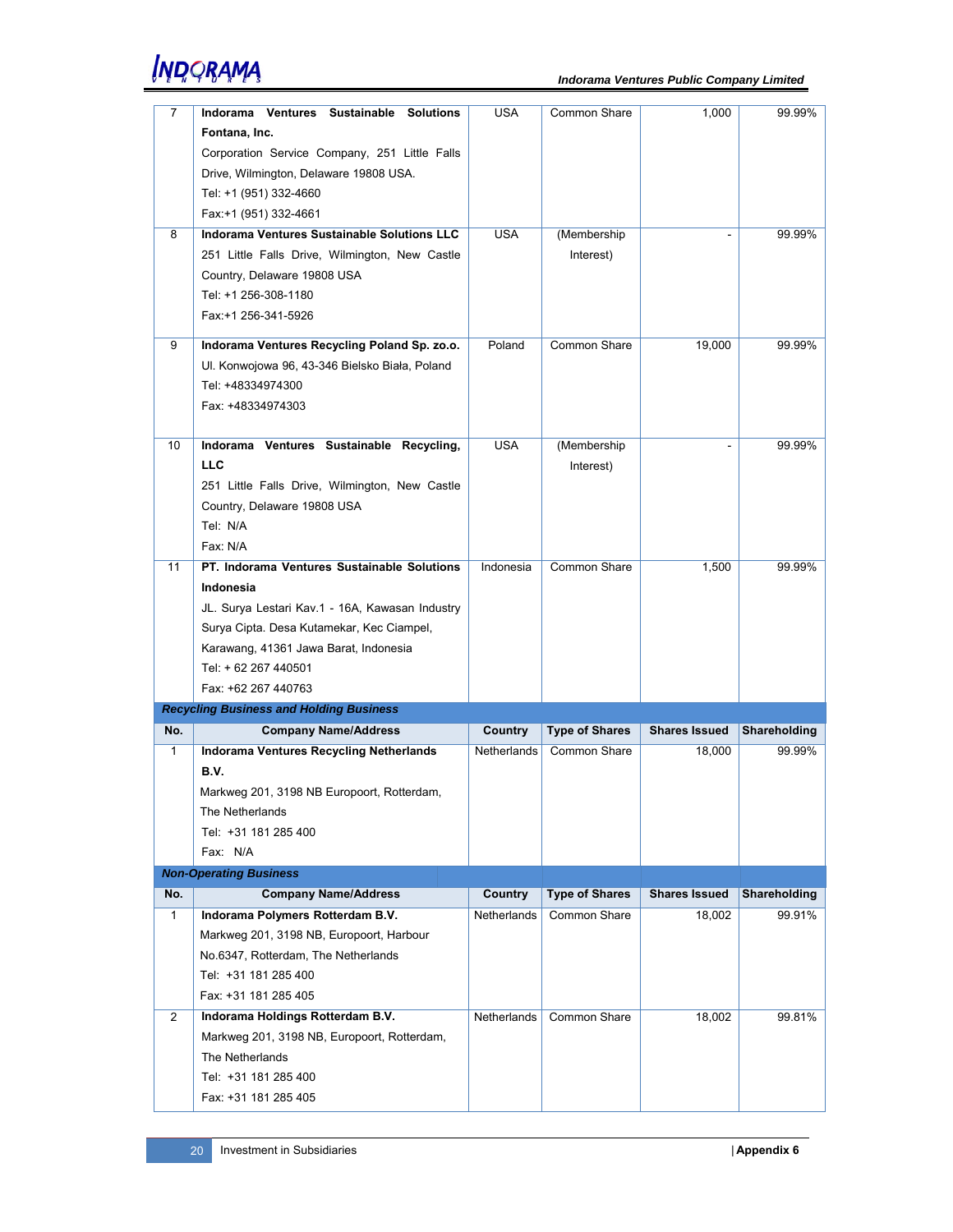| No. | Company Name/Address | Country | Type of Shares | Shares Issued | Shareholding |
|---|---|---|---|---|---|
| 7 | **Indorama Ventures Sustainable Solutions Fontana, Inc.** Corporation Service Company, 251 Little Falls Drive, Wilmington, Delaware 19808 USA. Tel: +1 (951) 332-4660 Fax:+1 (951) 332-4661 | USA | Common Share | 1,000 | 99.99% |
| 8 | **Indorama Ventures Sustainable Solutions LLC** 251 Little Falls Drive, Wilmington, New Castle Country, Delaware 19808 USA Tel: +1 256-308-1180 Fax:+1 256-341-5926 | USA | (Membership Interest) | - | 99.99% |
| 9 | **Indorama Ventures Recycling Poland Sp. zo.o.** Ul. Konwojowa 96, 43-346 Bielsko Biała, Poland Tel: +48334974300 Fax: +48334974303 | Poland | Common Share | 19,000 | 99.99% |
| 10 | **Indorama Ventures Sustainable Recycling, LLC** 251 Little Falls Drive, Wilmington, New Castle Country, Delaware 19808 USA Tel: N/A Fax: N/A | USA | (Membership Interest) | - | 99.99% |
| 11 | **PT. Indorama Ventures Sustainable Solutions Indonesia** JL. Surya Lestari Kav.1 - 16A, Kawasan Industry Surya Cipta. Desa Kutamekar, Kec Ciampel, Karawang, 41361 Jawa Barat, Indonesia Tel: + 62 267 440501 Fax: +62 267 440763 | Indonesia | Common Share | 1,500 | 99.99% |

***Recycling Business and Holding Business***

| No. | Company Name/Address | Country | Type of Shares | Shares Issued | Shareholding |
|---|---|---|---|---|---|
| 1 | **Indorama Ventures Recycling Netherlands B.V.** Markweg 201, 3198 NB Europoort, Rotterdam, The Netherlands Tel: +31 181 285 400 Fax: N/A | Netherlands | Common Share | 18,000 | 99.99% |

***Non-Operating Business***

| No. | Company Name/Address | Country | Type of Shares | Shares Issued | Shareholding |
|---|---|---|---|---|---|
| 1 | **Indorama Polymers Rotterdam B.V.** Markweg 201, 3198 NB, Europoort, Harbour No.6347, Rotterdam, The Netherlands Tel: +31 181 285 400 Fax: +31 181 285 405 | Netherlands | Common Share | 18,002 | 99.91% |
| 2 | **Indorama Holdings Rotterdam B.V.** Markweg 201, 3198 NB, Europoort, Rotterdam, The Netherlands Tel: +31 181 285 400 Fax: +31 181 285 405 | Netherlands | Common Share | 18,002 | 99.81% |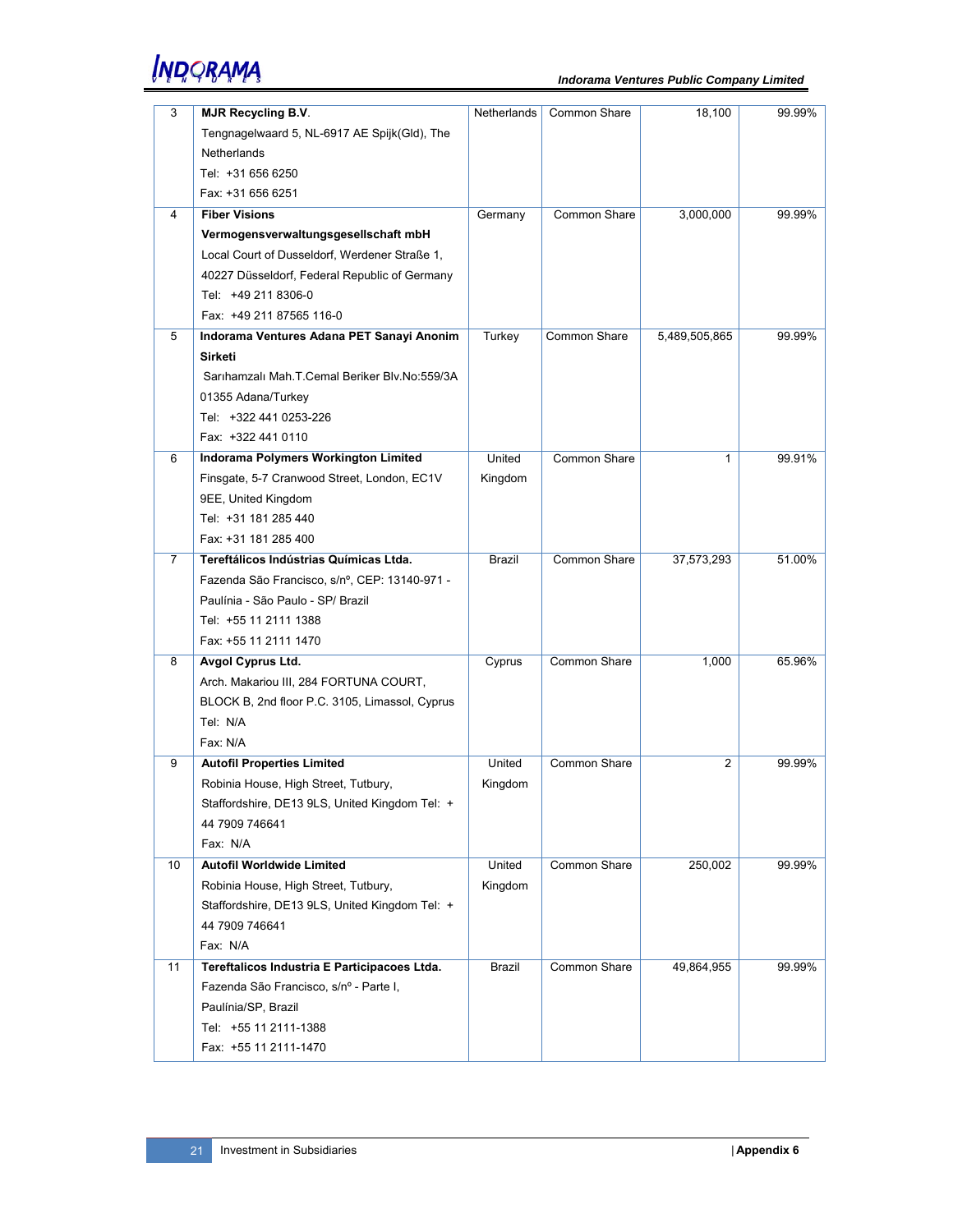| | | | | | |
|---|---|---|---|---|---|
| 3 | **MJR Recycling B.V.**<br>Tengnagelwaard 5, NL-6917 AE Spijk(Gld), The Netherlands<br>Tel: +31 656 6250<br>Fax: +31 656 6251 | Netherlands | Common Share | 18,100 | 99.99% |
| 4 | **Fiber Visions Vermogensverwaltungsgesellschaft mbH**<br>Local Court of Dusseldorf, Werdener Straße 1, 40227 Düsseldorf, Federal Republic of Germany<br>Tel: +49 211 8306-0<br>Fax: +49 211 87565 116-0 | Germany | Common Share | 3,000,000 | 99.99% |
| 5 | **Indorama Ventures Adana PET Sanayi Anonim Sirketi**<br>Sarıhamzalı Mah.T.Cemal Beriker Blv.No:559/3A 01355 Adana/Turkey<br>Tel: +322 441 0253-226<br>Fax: +322 441 0110 | Turkey | Common Share | 5,489,505,865 | 99.99% |
| 6 | **Indorama Polymers Workington Limited**<br>Finsgate, 5-7 Cranwood Street, London, EC1V 9EE, United Kingdom<br>Tel: +31 181 285 440<br>Fax: +31 181 285 400 | United Kingdom | Common Share | 1 | 99.91% |
| 7 | **Tereftálicos Indústrias Químicas Ltda.**<br>Fazenda São Francisco, s/nº, CEP: 13140-971 - Paulínia - São Paulo - SP/ Brazil<br>Tel: +55 11 2111 1388<br>Fax: +55 11 2111 1470 | Brazil | Common Share | 37,573,293 | 51.00% |
| 8 | **Avgol Cyprus Ltd.**<br>Arch. Makariou III, 284 FORTUNA COURT, BLOCK B, 2nd floor P.C. 3105, Limassol, Cyprus<br>Tel: N/A<br>Fax: N/A | Cyprus | Common Share | 1,000 | 65.96% |
| 9 | **Autofil Properties Limited**<br>Robinia House, High Street, Tutbury, Staffordshire, DE13 9LS, United Kingdom Tel: + 44 7909 746641<br>Fax: N/A | United Kingdom | Common Share | 2 | 99.99% |
| 10 | **Autofil Worldwide Limited**<br>Robinia House, High Street, Tutbury, Staffordshire, DE13 9LS, United Kingdom Tel: + 44 7909 746641<br>Fax: N/A | United Kingdom | Common Share | 250,002 | 99.99% |
| 11 | **Tereftalicos Industria E Participacoes Ltda.**<br>Fazenda São Francisco, s/nº - Parte I, Paulínia/SP, Brazil<br>Tel: +55 11 2111-1388<br>Fax: +55 11 2111-1470 | Brazil | Common Share | 49,864,955 | 99.99% |